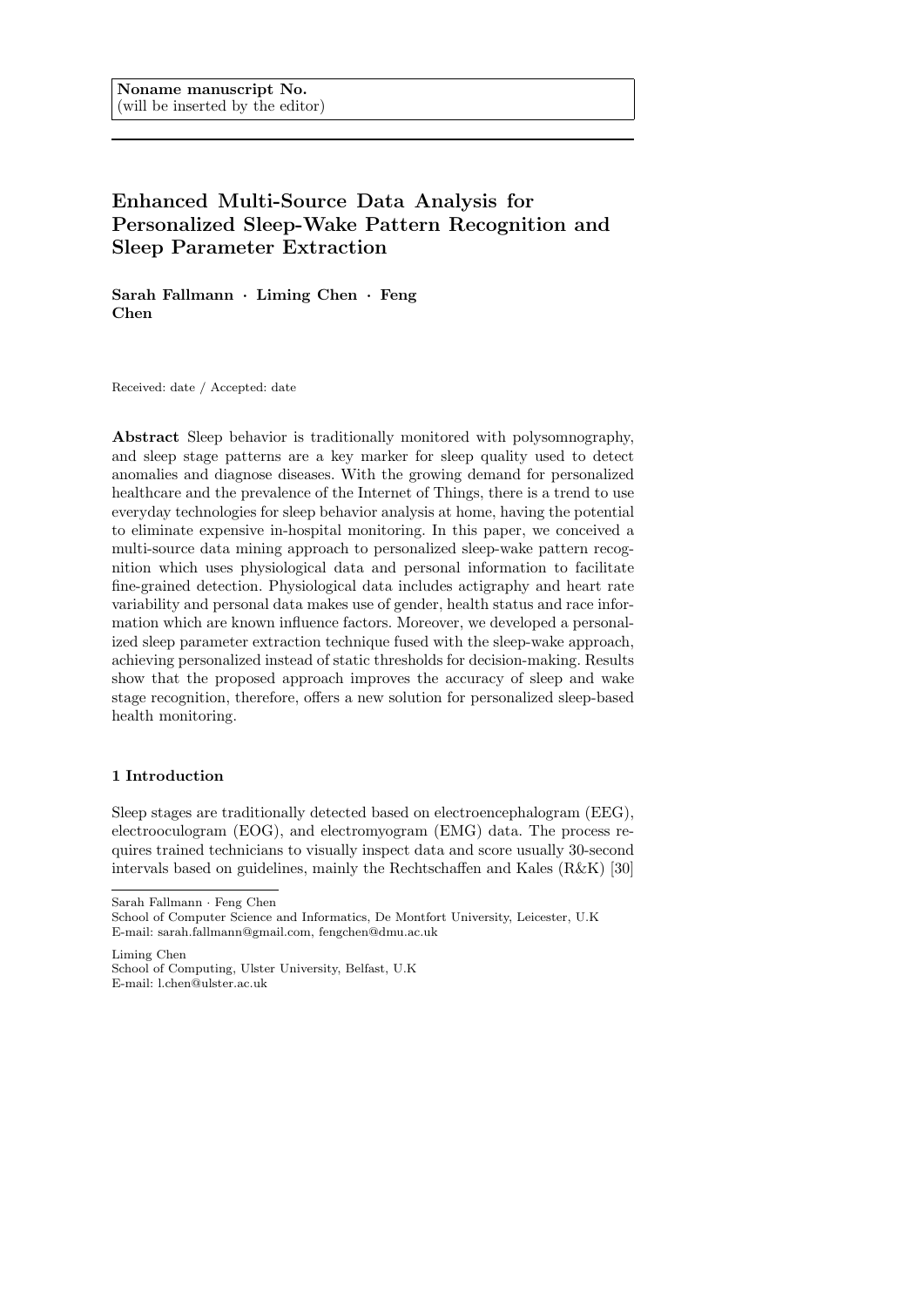Noname manuscript No.
(will be inserted by the editor)

# Enhanced Multi-Source Data Analysis for Personalized Sleep-Wake Pattern Recognition and Sleep Parameter Extraction

**Sarah Fallmann · Liming Chen · Feng Chen**

Received: date / Accepted: date

**Abstract** Sleep behavior is traditionally monitored with polysomnography, and sleep stage patterns are a key marker for sleep quality used to detect anomalies and diagnose diseases. With the growing demand for personalized healthcare and the prevalence of the Internet of Things, there is a trend to use everyday technologies for sleep behavior analysis at home, having the potential to eliminate expensive in-hospital monitoring. In this paper, we conceived a multi-source data mining approach to personalized sleep-wake pattern recognition which uses physiological data and personal information to facilitate fine-grained detection. Physiological data includes actigraphy and heart rate variability and personal data makes use of gender, health status and race information which are known influence factors. Moreover, we developed a personalized sleep parameter extraction technique fused with the sleep-wake approach, achieving personalized instead of static thresholds for decision-making. Results show that the proposed approach improves the accuracy of sleep and wake stage recognition, therefore, offers a new solution for personalized sleep-based health monitoring.

## 1 Introduction

Sleep stages are traditionally detected based on electroencephalogram (EEG), electrooculogram (EOG), and electromyogram (EMG) data. The process requires trained technicians to visually inspect data and score usually 30-second intervals based on guidelines, mainly the Rechtschaffen and Kales (R&K) [30]

---

Sarah Fallmann · Feng Chen
School of Computer Science and Informatics, De Montfort University, Leicester, U.K
E-mail: sarah.fallmann@gmail.com, fengchen@dmu.ac.uk

Liming Chen
School of Computing, Ulster University, Belfast, U.K
E-mail: l.chen@ulster.ac.uk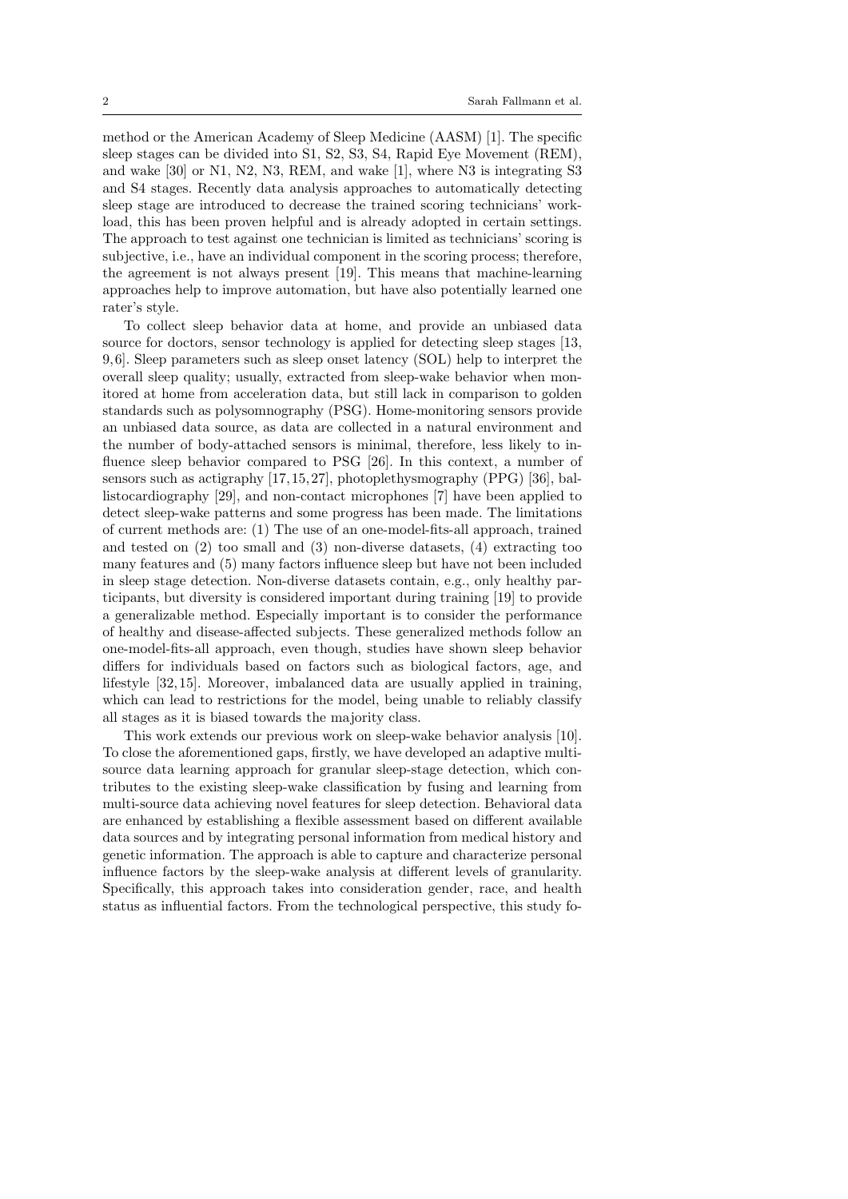method or the American Academy of Sleep Medicine (AASM) [1]. The specific sleep stages can be divided into S1, S2, S3, S4, Rapid Eye Movement (REM), and wake [30] or N1, N2, N3, REM, and wake [1], where N3 is integrating S3 and S4 stages. Recently data analysis approaches to automatically detecting sleep stage are introduced to decrease the trained scoring technicians' workload, this has been proven helpful and is already adopted in certain settings. The approach to test against one technician is limited as technicians' scoring is subjective, i.e., have an individual component in the scoring process; therefore, the agreement is not always present [19]. This means that machine-learning approaches help to improve automation, but have also potentially learned one rater's style.

To collect sleep behavior data at home, and provide an unbiased data source for doctors, sensor technology is applied for detecting sleep stages [13, 9, 6]. Sleep parameters such as sleep onset latency (SOL) help to interpret the overall sleep quality; usually, extracted from sleep-wake behavior when monitored at home from acceleration data, but still lack in comparison to golden standards such as polysomnography (PSG). Home-monitoring sensors provide an unbiased data source, as data are collected in a natural environment and the number of body-attached sensors is minimal, therefore, less likely to influence sleep behavior compared to PSG [26]. In this context, a number of sensors such as actigraphy [17, 15, 27], photoplethysmography (PPG) [36], ballistocardiography [29], and non-contact microphones [7] have been applied to detect sleep-wake patterns and some progress has been made. The limitations of current methods are: (1) The use of an one-model-fits-all approach, trained and tested on (2) too small and (3) non-diverse datasets, (4) extracting too many features and (5) many factors influence sleep but have not been included in sleep stage detection. Non-diverse datasets contain, e.g., only healthy participants, but diversity is considered important during training [19] to provide a generalizable method. Especially important is to consider the performance of healthy and disease-affected subjects. These generalized methods follow an one-model-fits-all approach, even though, studies have shown sleep behavior differs for individuals based on factors such as biological factors, age, and lifestyle [32, 15]. Moreover, imbalanced data are usually applied in training, which can lead to restrictions for the model, being unable to reliably classify all stages as it is biased towards the majority class.

This work extends our previous work on sleep-wake behavior analysis [10]. To close the aforementioned gaps, firstly, we have developed an adaptive multi-source data learning approach for granular sleep-stage detection, which contributes to the existing sleep-wake classification by fusing and learning from multi-source data achieving novel features for sleep detection. Behavioral data are enhanced by establishing a flexible assessment based on different available data sources and by integrating personal information from medical history and genetic information. The approach is able to capture and characterize personal influence factors by the sleep-wake analysis at different levels of granularity. Specifically, this approach takes into consideration gender, race, and health status as influential factors. From the technological perspective, this study fo-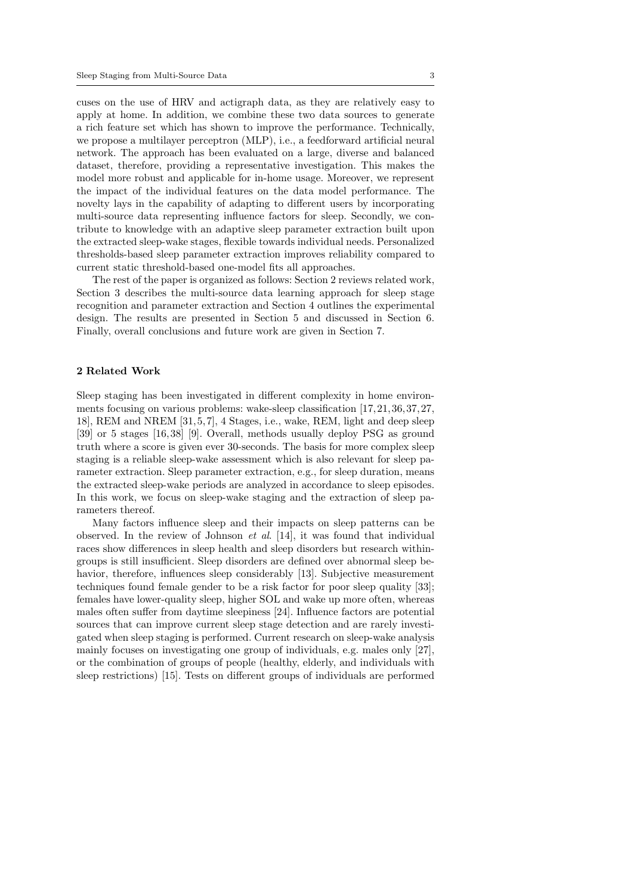cuses on the use of HRV and actigraph data, as they are relatively easy to apply at home. In addition, we combine these two data sources to generate a rich feature set which has shown to improve the performance. Technically, we propose a multilayer perceptron (MLP), i.e., a feedforward artificial neural network. The approach has been evaluated on a large, diverse and balanced dataset, therefore, providing a representative investigation. This makes the model more robust and applicable for in-home usage. Moreover, we represent the impact of the individual features on the data model performance. The novelty lays in the capability of adapting to different users by incorporating multi-source data representing influence factors for sleep. Secondly, we contribute to knowledge with an adaptive sleep parameter extraction built upon the extracted sleep-wake stages, flexible towards individual needs. Personalized thresholds-based sleep parameter extraction improves reliability compared to current static threshold-based one-model fits all approaches.

The rest of the paper is organized as follows: Section 2 reviews related work, Section 3 describes the multi-source data learning approach for sleep stage recognition and parameter extraction and Section 4 outlines the experimental design. The results are presented in Section 5 and discussed in Section 6. Finally, overall conclusions and future work are given in Section 7.

## 2 Related Work

Sleep staging has been investigated in different complexity in home environments focusing on various problems: wake-sleep classification [17, 21, 36, 37, 27, 18], REM and NREM [31, 5, 7], 4 Stages, i.e., wake, REM, light and deep sleep [39] or 5 stages [16, 38] [9]. Overall, methods usually deploy PSG as ground truth where a score is given ever 30-seconds. The basis for more complex sleep staging is a reliable sleep-wake assessment which is also relevant for sleep parameter extraction. Sleep parameter extraction, e.g., for sleep duration, means the extracted sleep-wake periods are analyzed in accordance to sleep episodes. In this work, we focus on sleep-wake staging and the extraction of sleep parameters thereof.

Many factors influence sleep and their impacts on sleep patterns can be observed. In the review of Johnson *et al*. [14], it was found that individual races show differences in sleep health and sleep disorders but research within-groups is still insufficient. Sleep disorders are defined over abnormal sleep behavior, therefore, influences sleep considerably [13]. Subjective measurement techniques found female gender to be a risk factor for poor sleep quality [33]; females have lower-quality sleep, higher SOL and wake up more often, whereas males often suffer from daytime sleepiness [24]. Influence factors are potential sources that can improve current sleep stage detection and are rarely investigated when sleep staging is performed. Current research on sleep-wake analysis mainly focuses on investigating one group of individuals, e.g. males only [27], or the combination of groups of people (healthy, elderly, and individuals with sleep restrictions) [15]. Tests on different groups of individuals are performed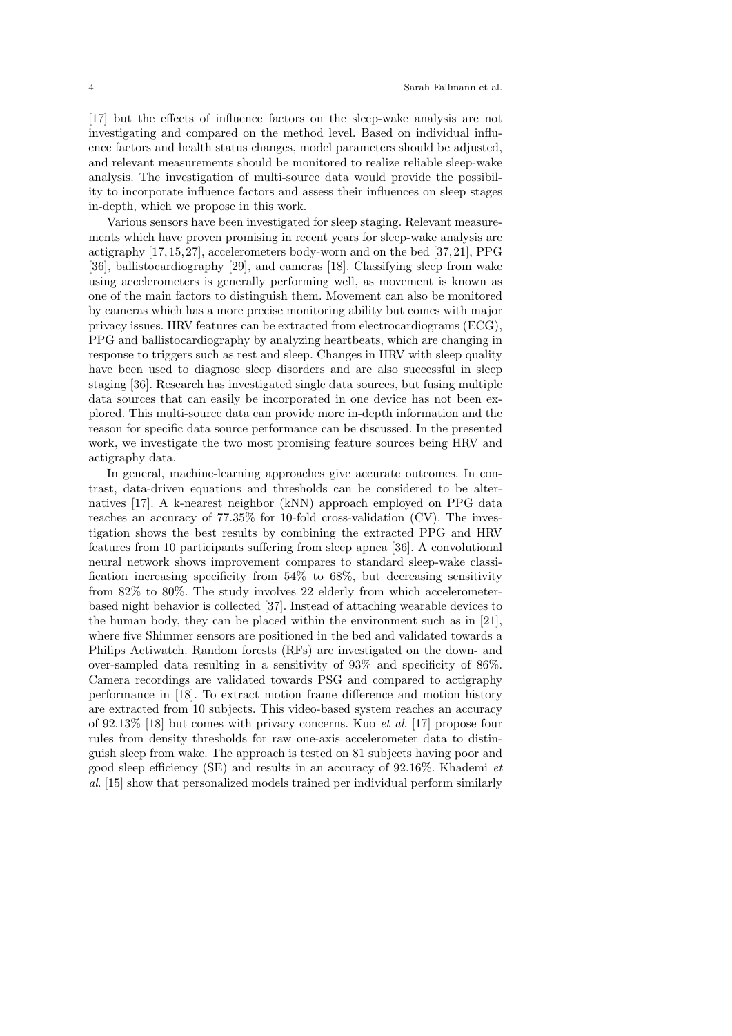[17] but the effects of influence factors on the sleep-wake analysis are not investigating and compared on the method level. Based on individual influence factors and health status changes, model parameters should be adjusted, and relevant measurements should be monitored to realize reliable sleep-wake analysis. The investigation of multi-source data would provide the possibility to incorporate influence factors and assess their influences on sleep stages in-depth, which we propose in this work.

Various sensors have been investigated for sleep staging. Relevant measurements which have proven promising in recent years for sleep-wake analysis are actigraphy [17, 15, 27], accelerometers body-worn and on the bed [37, 21], PPG [36], ballistocardiography [29], and cameras [18]. Classifying sleep from wake using accelerometers is generally performing well, as movement is known as one of the main factors to distinguish them. Movement can also be monitored by cameras which has a more precise monitoring ability but comes with major privacy issues. HRV features can be extracted from electrocardiograms (ECG), PPG and ballistocardiography by analyzing heartbeats, which are changing in response to triggers such as rest and sleep. Changes in HRV with sleep quality have been used to diagnose sleep disorders and are also successful in sleep staging [36]. Research has investigated single data sources, but fusing multiple data sources that can easily be incorporated in one device has not been explored. This multi-source data can provide more in-depth information and the reason for specific data source performance can be discussed. In the presented work, we investigate the two most promising feature sources being HRV and actigraphy data.

In general, machine-learning approaches give accurate outcomes. In contrast, data-driven equations and thresholds can be considered to be alternatives [17]. A k-nearest neighbor (kNN) approach employed on PPG data reaches an accuracy of 77.35% for 10-fold cross-validation (CV). The investigation shows the best results by combining the extracted PPG and HRV features from 10 participants suffering from sleep apnea [36]. A convolutional neural network shows improvement compares to standard sleep-wake classification increasing specificity from 54% to 68%, but decreasing sensitivity from 82% to 80%. The study involves 22 elderly from which accelerometer-based night behavior is collected [37]. Instead of attaching wearable devices to the human body, they can be placed within the environment such as in [21], where five Shimmer sensors are positioned in the bed and validated towards a Philips Actiwatch. Random forests (RFs) are investigated on the down- and over-sampled data resulting in a sensitivity of 93% and specificity of 86%. Camera recordings are validated towards PSG and compared to actigraphy performance in [18]. To extract motion frame difference and motion history are extracted from 10 subjects. This video-based system reaches an accuracy of 92.13% [18] but comes with privacy concerns. Kuo *et al*. [17] propose four rules from density thresholds for raw one-axis accelerometer data to distinguish sleep from wake. The approach is tested on 81 subjects having poor and good sleep efficiency (SE) and results in an accuracy of 92.16%. Khademi *et al*. [15] show that personalized models trained per individual perform similarly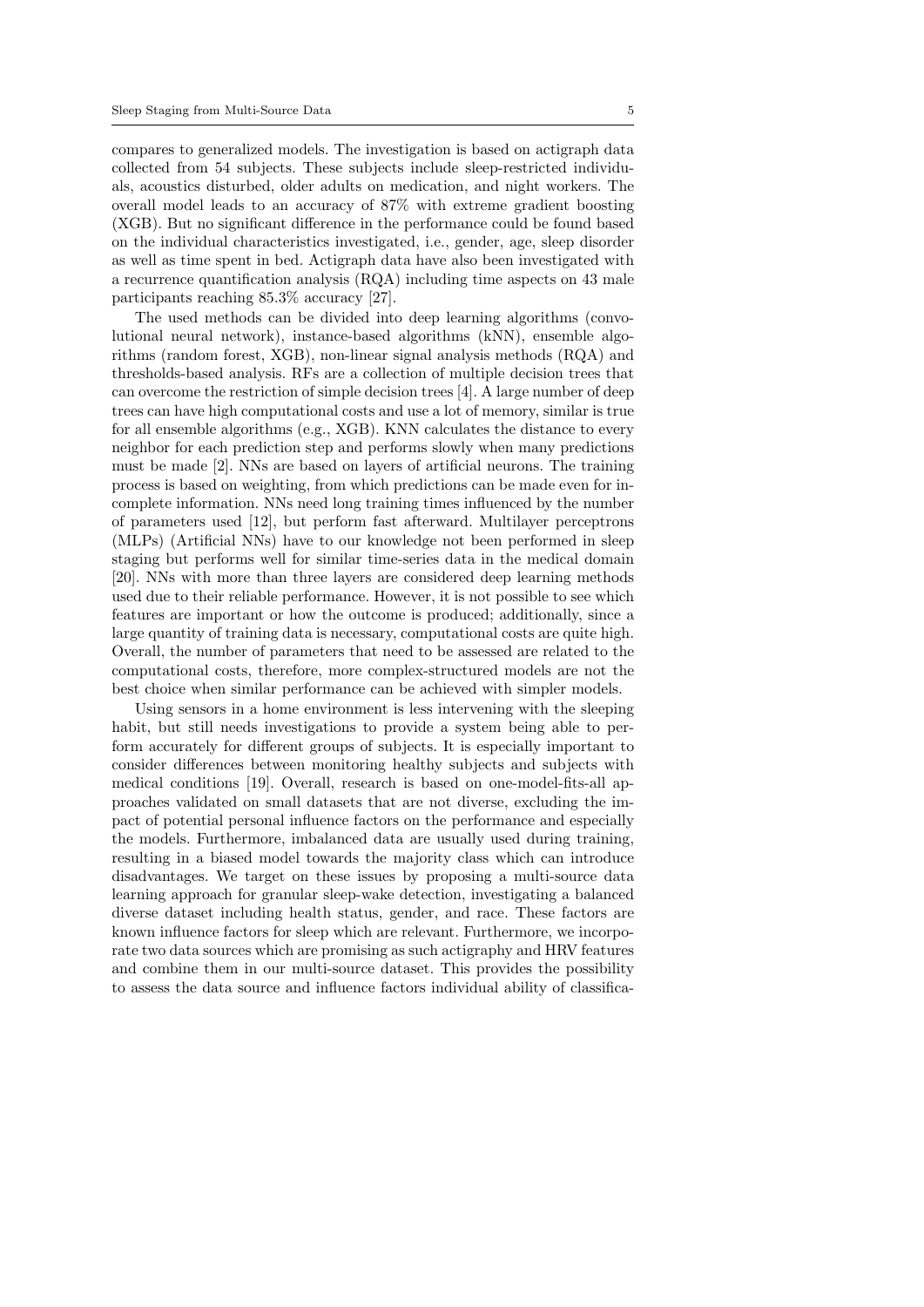compares to generalized models. The investigation is based on actigraph data collected from 54 subjects. These subjects include sleep-restricted individuals, acoustics disturbed, older adults on medication, and night workers. The overall model leads to an accuracy of 87% with extreme gradient boosting (XGB). But no significant difference in the performance could be found based on the individual characteristics investigated, i.e., gender, age, sleep disorder as well as time spent in bed. Actigraph data have also been investigated with a recurrence quantification analysis (RQA) including time aspects on 43 male participants reaching 85.3% accuracy [27].

The used methods can be divided into deep learning algorithms (convolutional neural network), instance-based algorithms (kNN), ensemble algorithms (random forest, XGB), non-linear signal analysis methods (RQA) and thresholds-based analysis. RFs are a collection of multiple decision trees that can overcome the restriction of simple decision trees [4]. A large number of deep trees can have high computational costs and use a lot of memory, similar is true for all ensemble algorithms (e.g., XGB). KNN calculates the distance to every neighbor for each prediction step and performs slowly when many predictions must be made [2]. NNs are based on layers of artificial neurons. The training process is based on weighting, from which predictions can be made even for incomplete information. NNs need long training times influenced by the number of parameters used [12], but perform fast afterward. Multilayer perceptrons (MLPs) (Artificial NNs) have to our knowledge not been performed in sleep staging but performs well for similar time-series data in the medical domain [20]. NNs with more than three layers are considered deep learning methods used due to their reliable performance. However, it is not possible to see which features are important or how the outcome is produced; additionally, since a large quantity of training data is necessary, computational costs are quite high. Overall, the number of parameters that need to be assessed are related to the computational costs, therefore, more complex-structured models are not the best choice when similar performance can be achieved with simpler models.

Using sensors in a home environment is less intervening with the sleeping habit, but still needs investigations to provide a system being able to perform accurately for different groups of subjects. It is especially important to consider differences between monitoring healthy subjects and subjects with medical conditions [19]. Overall, research is based on one-model-fits-all approaches validated on small datasets that are not diverse, excluding the impact of potential personal influence factors on the performance and especially the models. Furthermore, imbalanced data are usually used during training, resulting in a biased model towards the majority class which can introduce disadvantages. We target on these issues by proposing a multi-source data learning approach for granular sleep-wake detection, investigating a balanced diverse dataset including health status, gender, and race. These factors are known influence factors for sleep which are relevant. Furthermore, we incorporate two data sources which are promising as such actigraphy and HRV features and combine them in our multi-source dataset. This provides the possibility to assess the data source and influence factors individual ability of classifica-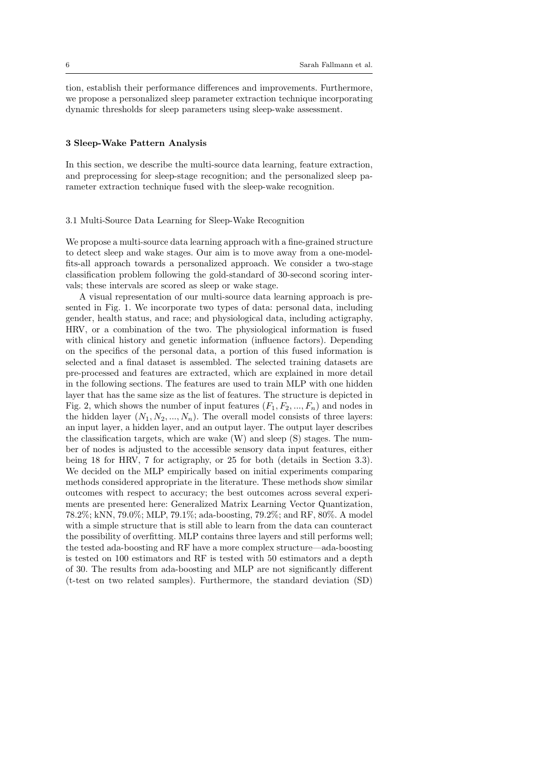tion, establish their performance differences and improvements. Furthermore, we propose a personalized sleep parameter extraction technique incorporating dynamic thresholds for sleep parameters using sleep-wake assessment.

## 3 Sleep-Wake Pattern Analysis

In this section, we describe the multi-source data learning, feature extraction, and preprocessing for sleep-stage recognition; and the personalized sleep parameter extraction technique fused with the sleep-wake recognition.

### 3.1 Multi-Source Data Learning for Sleep-Wake Recognition

We propose a multi-source data learning approach with a fine-grained structure to detect sleep and wake stages. Our aim is to move away from a one-model-fits-all approach towards a personalized approach. We consider a two-stage classification problem following the gold-standard of 30-second scoring intervals; these intervals are scored as sleep or wake stage.

A visual representation of our multi-source data learning approach is presented in Fig. 1. We incorporate two types of data: personal data, including gender, health status, and race; and physiological data, including actigraphy, HRV, or a combination of the two. The physiological information is fused with clinical history and genetic information (influence factors). Depending on the specifics of the personal data, a portion of this fused information is selected and a final dataset is assembled. The selected training datasets are pre-processed and features are extracted, which are explained in more detail in the following sections. The features are used to train MLP with one hidden layer that has the same size as the list of features. The structure is depicted in Fig. 2, which shows the number of input features ($F_1, F_2, ..., F_n$) and nodes in the hidden layer ($N_1, N_2, ..., N_n$). The overall model consists of three layers: an input layer, a hidden layer, and an output layer. The output layer describes the classification targets, which are wake (W) and sleep (S) stages. The number of nodes is adjusted to the accessible sensory data input features, either being 18 for HRV, 7 for actigraphy, or 25 for both (details in Section 3.3). We decided on the MLP empirically based on initial experiments comparing methods considered appropriate in the literature. These methods show similar outcomes with respect to accuracy; the best outcomes across several experiments are presented here: Generalized Matrix Learning Vector Quantization, 78.2%; kNN, 79.0%; MLP, 79.1%; ada-boosting, 79.2%; and RF, 80%. A model with a simple structure that is still able to learn from the data can counteract the possibility of overfitting. MLP contains three layers and still performs well; the tested ada-boosting and RF have a more complex structure—ada-boosting is tested on 100 estimators and RF is tested with 50 estimators and a depth of 30. The results from ada-boosting and MLP are not significantly different (t-test on two related samples). Furthermore, the standard deviation (SD)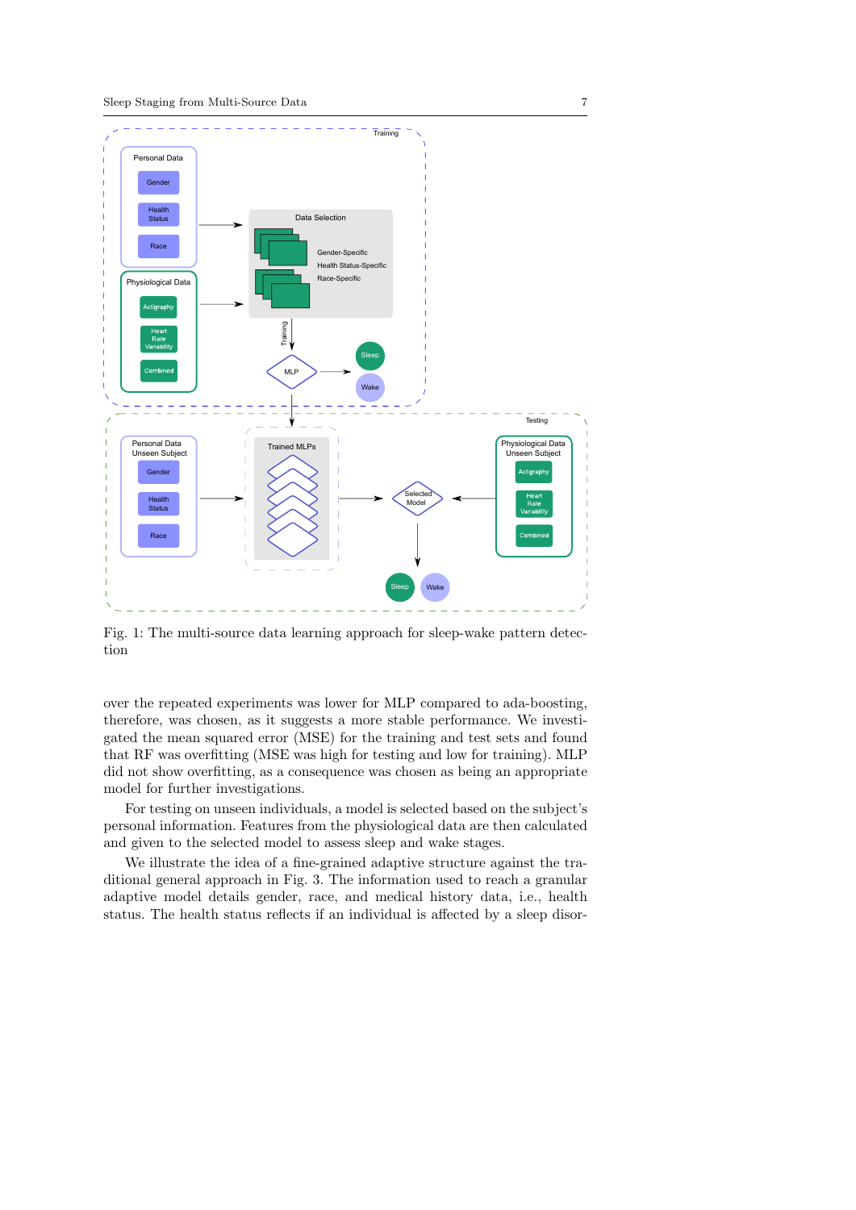Fig. 1: The multi-source data learning approach for sleep-wake pattern detection

over the repeated experiments was lower for MLP compared to ada-boosting, therefore, was chosen, as it suggests a more stable performance. We investigated the mean squared error (MSE) for the training and test sets and found that RF was overfitting (MSE was high for testing and low for training). MLP did not show overfitting, as a consequence was chosen as being an appropriate model for further investigations.

For testing on unseen individuals, a model is selected based on the subject's personal information. Features from the physiological data are then calculated and given to the selected model to assess sleep and wake stages.

We illustrate the idea of a fine-grained adaptive structure against the traditional general approach in Fig. 3. The information used to reach a granular adaptive model details gender, race, and medical history data, i.e., health status. The health status reflects if an individual is affected by a sleep disor-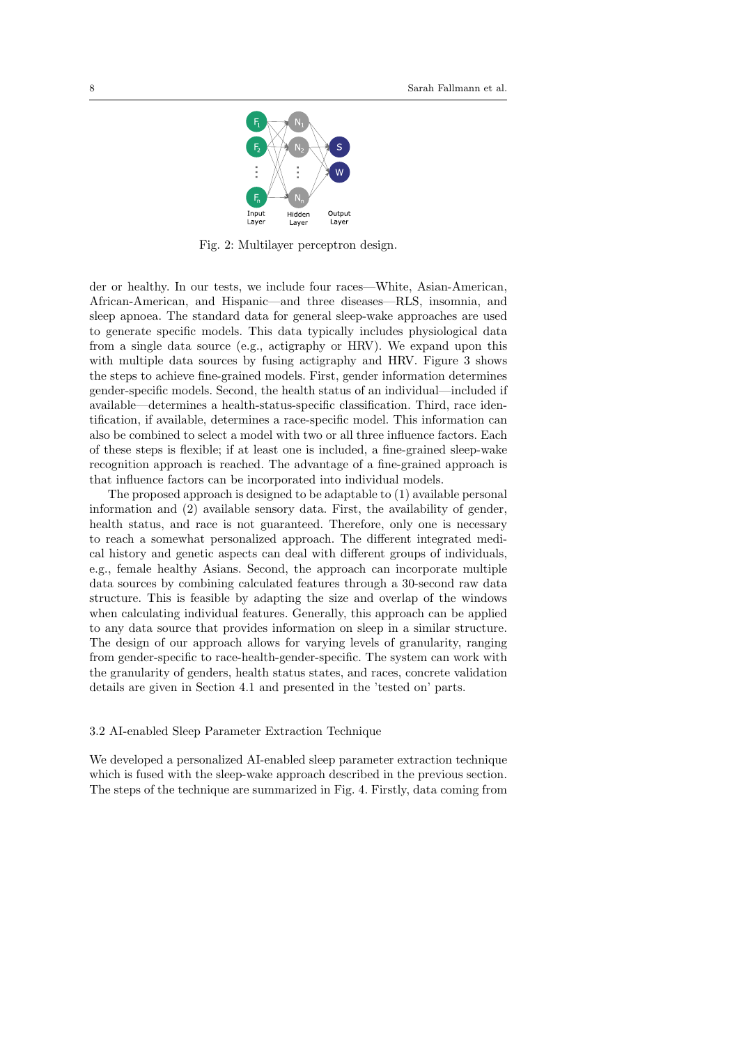Fig. 2: Multilayer perceptron design.

der or healthy. In our tests, we include four races—White, Asian-American, African-American, and Hispanic—and three diseases—RLS, insomnia, and sleep apnoea. The standard data for general sleep-wake approaches are used to generate specific models. This data typically includes physiological data from a single data source (e.g., actigraphy or HRV). We expand upon this with multiple data sources by fusing actigraphy and HRV. Figure 3 shows the steps to achieve fine-grained models. First, gender information determines gender-specific models. Second, the health status of an individual—included if available—determines a health-status-specific classification. Third, race identification, if available, determines a race-specific model. This information can also be combined to select a model with two or all three influence factors. Each of these steps is flexible; if at least one is included, a fine-grained sleep-wake recognition approach is reached. The advantage of a fine-grained approach is that influence factors can be incorporated into individual models.

The proposed approach is designed to be adaptable to (1) available personal information and (2) available sensory data. First, the availability of gender, health status, and race is not guaranteed. Therefore, only one is necessary to reach a somewhat personalized approach. The different integrated medical history and genetic aspects can deal with different groups of individuals, e.g., female healthy Asians. Second, the approach can incorporate multiple data sources by combining calculated features through a 30-second raw data structure. This is feasible by adapting the size and overlap of the windows when calculating individual features. Generally, this approach can be applied to any data source that provides information on sleep in a similar structure. The design of our approach allows for varying levels of granularity, ranging from gender-specific to race-health-gender-specific. The system can work with the granularity of genders, health status states, and races, concrete validation details are given in Section 4.1 and presented in the 'tested on' parts.

### 3.2 AI-enabled Sleep Parameter Extraction Technique

We developed a personalized AI-enabled sleep parameter extraction technique which is fused with the sleep-wake approach described in the previous section. The steps of the technique are summarized in Fig. 4. Firstly, data coming from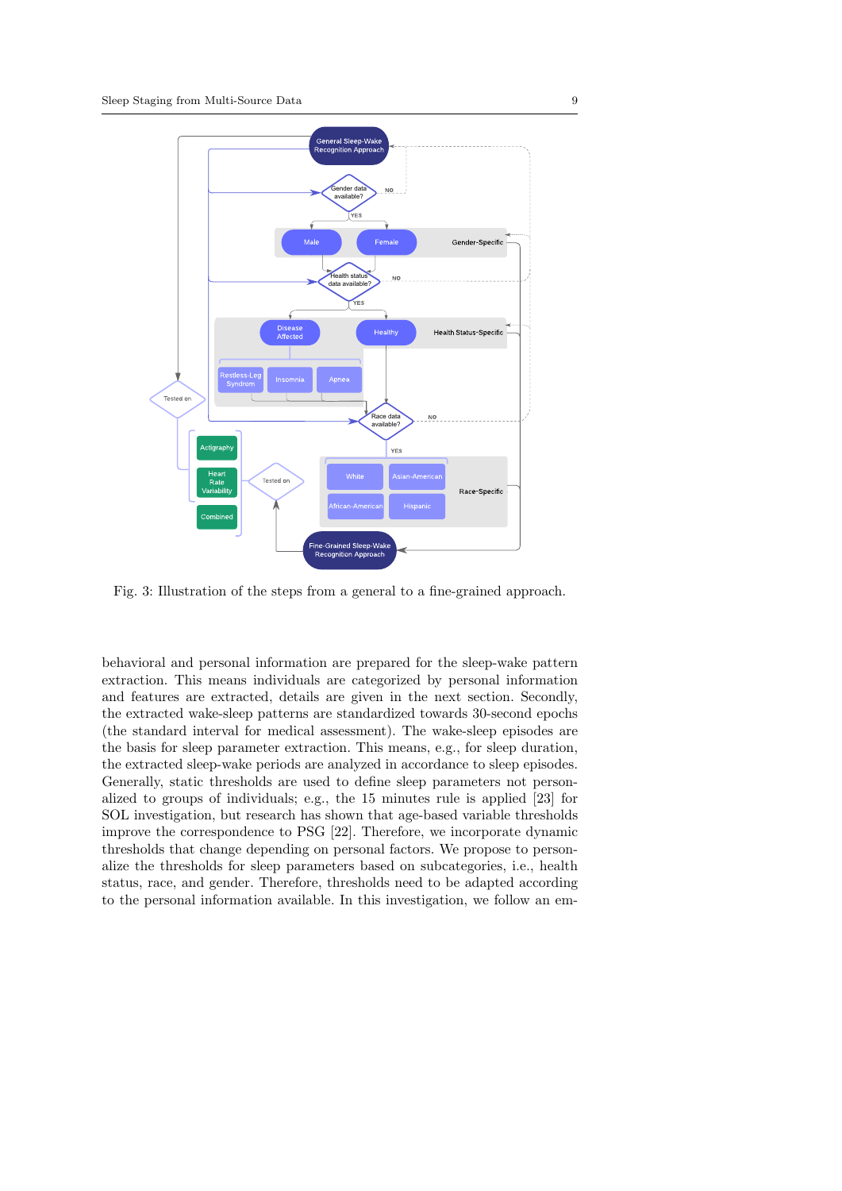Fig. 3: Illustration of the steps from a general to a fine-grained approach.

behavioral and personal information are prepared for the sleep-wake pattern extraction. This means individuals are categorized by personal information and features are extracted, details are given in the next section. Secondly, the extracted wake-sleep patterns are standardized towards 30-second epochs (the standard interval for medical assessment). The wake-sleep episodes are the basis for sleep parameter extraction. This means, e.g., for sleep duration, the extracted sleep-wake periods are analyzed in accordance to sleep episodes. Generally, static thresholds are used to define sleep parameters not personalized to groups of individuals; e.g., the 15 minutes rule is applied [23] for SOL investigation, but research has shown that age-based variable thresholds improve the correspondence to PSG [22]. Therefore, we incorporate dynamic thresholds that change depending on personal factors. We propose to personalize the thresholds for sleep parameters based on subcategories, i.e., health status, race, and gender. Therefore, thresholds need to be adapted according to the personal information available. In this investigation, we follow an em-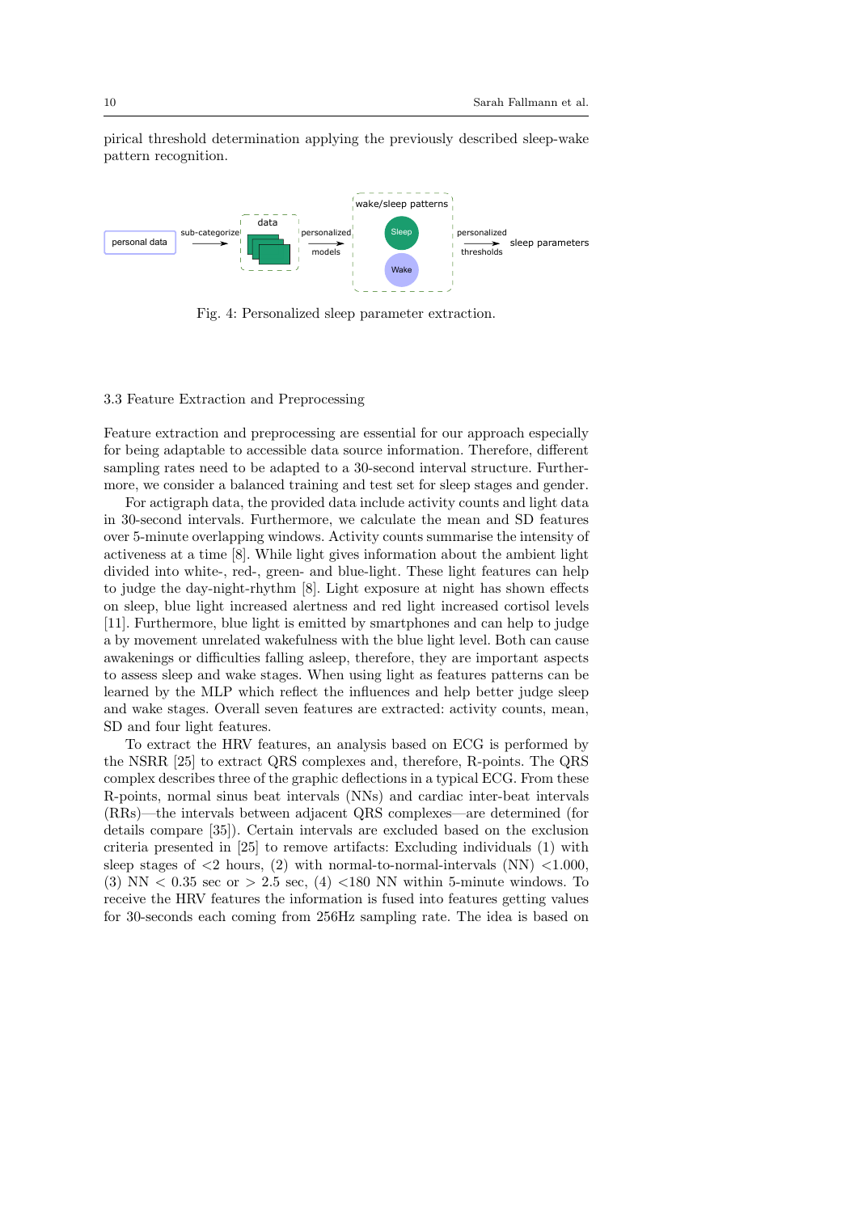pirical threshold determination applying the previously described sleep-wake pattern recognition.

Fig. 4: Personalized sleep parameter extraction.

### 3.3 Feature Extraction and Preprocessing

Feature extraction and preprocessing are essential for our approach especially for being adaptable to accessible data source information. Therefore, different sampling rates need to be adapted to a 30-second interval structure. Furthermore, we consider a balanced training and test set for sleep stages and gender.

For actigraph data, the provided data include activity counts and light data in 30-second intervals. Furthermore, we calculate the mean and SD features over 5-minute overlapping windows. Activity counts summarise the intensity of activeness at a time [8]. While light gives information about the ambient light divided into white-, red-, green- and blue-light. These light features can help to judge the day-night-rhythm [8]. Light exposure at night has shown effects on sleep, blue light increased alertness and red light increased cortisol levels [11]. Furthermore, blue light is emitted by smartphones and can help to judge a by movement unrelated wakefulness with the blue light level. Both can cause awakenings or difficulties falling asleep, therefore, they are important aspects to assess sleep and wake stages. When using light as features patterns can be learned by the MLP which reflect the influences and help better judge sleep and wake stages. Overall seven features are extracted: activity counts, mean, SD and four light features.

To extract the HRV features, an analysis based on ECG is performed by the NSRR [25] to extract QRS complexes and, therefore, R-points. The QRS complex describes three of the graphic deflections in a typical ECG. From these R-points, normal sinus beat intervals (NNs) and cardiac inter-beat intervals (RRs)—the intervals between adjacent QRS complexes—are determined (for details compare [35]). Certain intervals are excluded based on the exclusion criteria presented in [25] to remove artifacts: Excluding individuals (1) with sleep stages of <2 hours, (2) with normal-to-normal-intervals (NN) <1.000, (3) NN $<$ 0.35 sec or $>$ 2.5 sec, (4) <180 NN within 5-minute windows. To receive the HRV features the information is fused into features getting values for 30-seconds each coming from 256Hz sampling rate. The idea is based on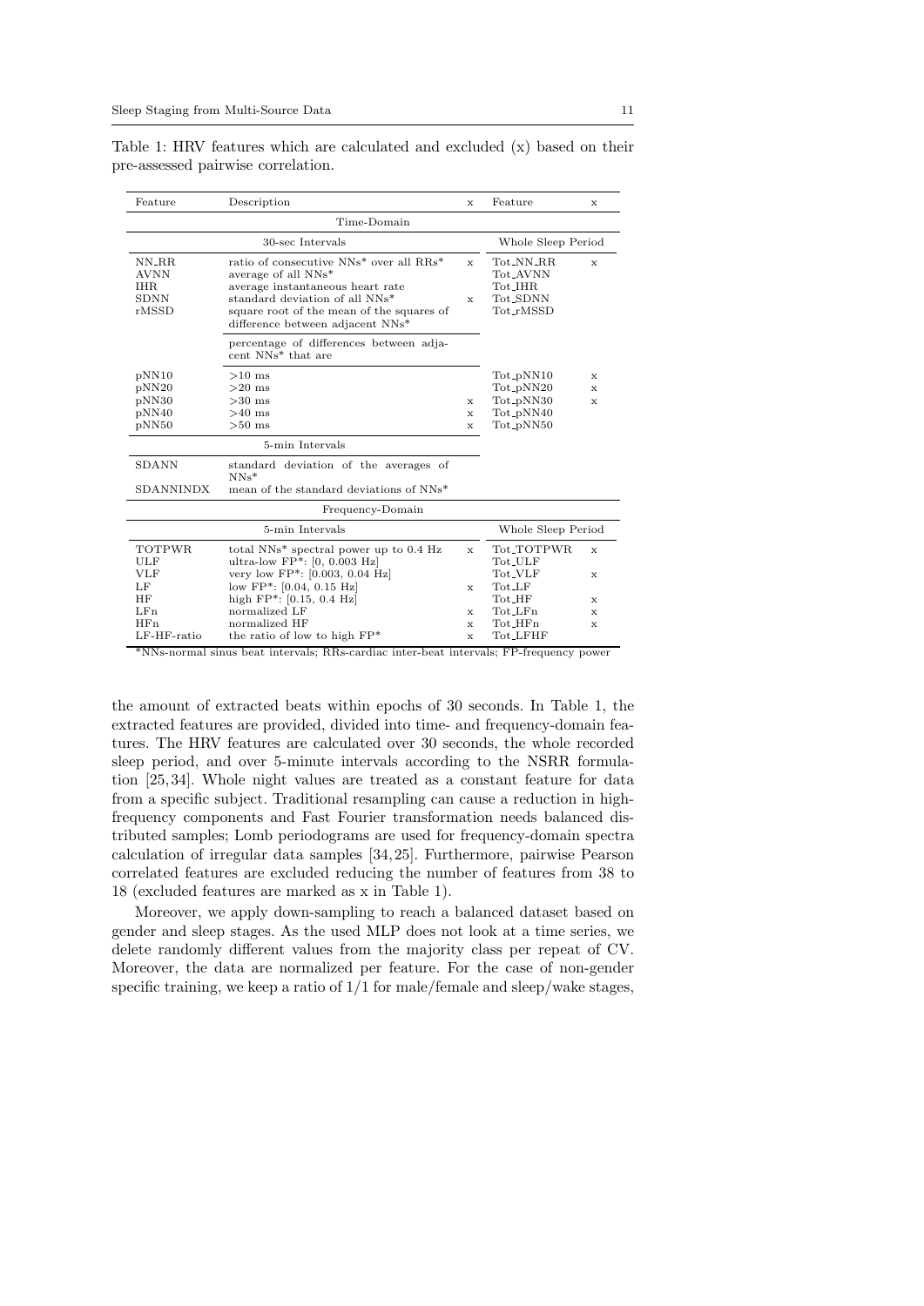Table 1: HRV features which are calculated and excluded (x) based on their pre-assessed pairwise correlation.

| Feature | Description | x | Feature | x |
|---|---|---|---|---|
| Time-Domain | | | | |
| 30-sec Intervals | | | Whole Sleep Period | |
| NN_RR | ratio of consecutive NNs* over all RRs* | x | Tot_NN_RR | x |
| AVNN | average of all NNs* | | Tot_AVNN | |
| IHR | average instantaneous heart rate | | Tot_IHR | |
| SDNN | standard deviation of all NNs* | x | Tot_SDNN | |
| rMSSD | square root of the mean of the squares of difference between adjacent NNs* | | Tot_rMSSD | |
| | percentage of differences between adjacent NNs* that are | | | |
| pNN10 | >10 ms | | Tot_pNN10 | x |
| pNN20 | >20 ms | | Tot_pNN20 | x |
| pNN30 | >30 ms | x | Tot_pNN30 | x |
| pNN40 | >40 ms | x | Tot_pNN40 | |
| pNN50 | >50 ms | x | Tot_pNN50 | |
| 5-min Intervals | | | | |
| SDANN | standard deviation of the averages of NNs* | | | |
| SDANNINDX | mean of the standard deviations of NNs* | | | |
| Frequency-Domain | | | | |
| 5-min Intervals | | | Whole Sleep Period | |
| TOTPWR | total NNs* spectral power up to 0.4 Hz | x | Tot_TOTPWR | x |
| ULF | ultra-low FP*: [0, 0.003 Hz] | | Tot_ULF | |
| VLF | very low FP*: [0.003, 0.04 Hz] | | Tot_VLF | x |
| LF | low FP*: [0.04, 0.15 Hz] | x | Tot_LF | |
| HF | high FP*: [0.15, 0.4 Hz] | | Tot_HF | x |
| LFn | normalized LF | x | Tot_LFn | x |
| HFn | normalized HF | x | Tot_HFn | x |
| LF-HF-ratio | the ratio of low to high FP* | x | Tot_LFHF | |

*NNs-normal sinus beat intervals; RRs-cardiac inter-beat intervals; FP-frequency power

the amount of extracted beats within epochs of 30 seconds. In Table 1, the extracted features are provided, divided into time- and frequency-domain features. The HRV features are calculated over 30 seconds, the whole recorded sleep period, and over 5-minute intervals according to the NSRR formulation [25,34]. Whole night values are treated as a constant feature for data from a specific subject. Traditional resampling can cause a reduction in high-frequency components and Fast Fourier transformation needs balanced distributed samples; Lomb periodograms are used for frequency-domain spectra calculation of irregular data samples [34,25]. Furthermore, pairwise Pearson correlated features are excluded reducing the number of features from 38 to 18 (excluded features are marked as x in Table 1).

Moreover, we apply down-sampling to reach a balanced dataset based on gender and sleep stages. As the used MLP does not look at a time series, we delete randomly different values from the majority class per repeat of CV. Moreover, the data are normalized per feature. For the case of non-gender specific training, we keep a ratio of 1/1 for male/female and sleep/wake stages,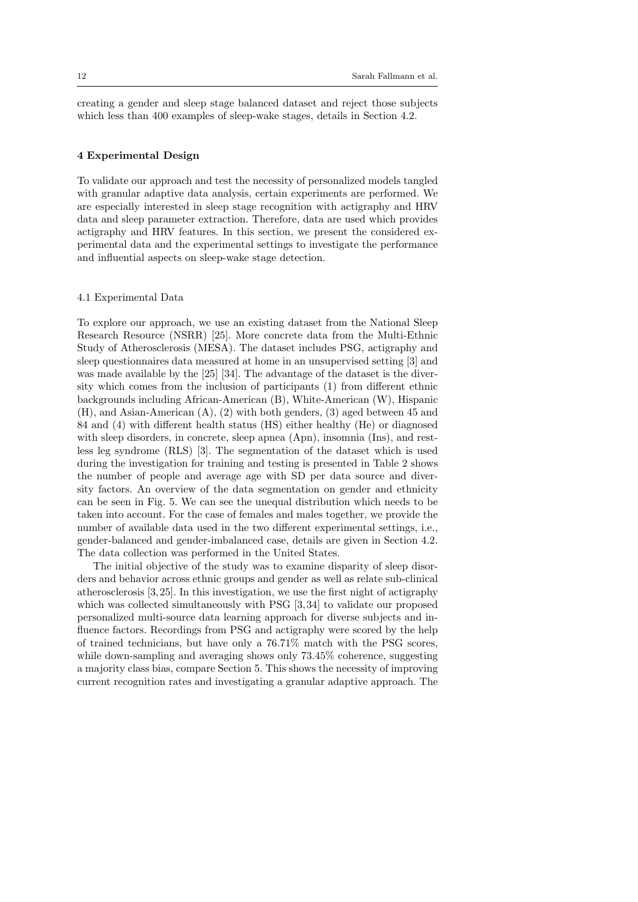creating a gender and sleep stage balanced dataset and reject those subjects which less than 400 examples of sleep-wake stages, details in Section 4.2.

## 4 Experimental Design

To validate our approach and test the necessity of personalized models tangled with granular adaptive data analysis, certain experiments are performed. We are especially interested in sleep stage recognition with actigraphy and HRV data and sleep parameter extraction. Therefore, data are used which provides actigraphy and HRV features. In this section, we present the considered experimental data and the experimental settings to investigate the performance and influential aspects on sleep-wake stage detection.

### 4.1 Experimental Data

To explore our approach, we use an existing dataset from the National Sleep Research Resource (NSRR) [25]. More concrete data from the Multi-Ethnic Study of Atherosclerosis (MESA). The dataset includes PSG, actigraphy and sleep questionnaires data measured at home in an unsupervised setting [3] and was made available by the [25] [34]. The advantage of the dataset is the diversity which comes from the inclusion of participants (1) from different ethnic backgrounds including African-American (B), White-American (W), Hispanic (H), and Asian-American (A), (2) with both genders, (3) aged between 45 and 84 and (4) with different health status (HS) either healthy (He) or diagnosed with sleep disorders, in concrete, sleep apnea (Apn), insomnia (Ins), and restless leg syndrome (RLS) [3]. The segmentation of the dataset which is used during the investigation for training and testing is presented in Table 2 shows the number of people and average age with SD per data source and diversity factors. An overview of the data segmentation on gender and ethnicity can be seen in Fig. 5. We can see the unequal distribution which needs to be taken into account. For the case of females and males together, we provide the number of available data used in the two different experimental settings, i.e., gender-balanced and gender-imbalanced case, details are given in Section 4.2. The data collection was performed in the United States.

The initial objective of the study was to examine disparity of sleep disorders and behavior across ethnic groups and gender as well as relate sub-clinical atherosclerosis [3,25]. In this investigation, we use the first night of actigraphy which was collected simultaneously with PSG [3,34] to validate our proposed personalized multi-source data learning approach for diverse subjects and influence factors. Recordings from PSG and actigraphy were scored by the help of trained technicians, but have only a 76.71% match with the PSG scores, while down-sampling and averaging shows only 73.45% coherence, suggesting a majority class bias, compare Section 5. This shows the necessity of improving current recognition rates and investigating a granular adaptive approach. The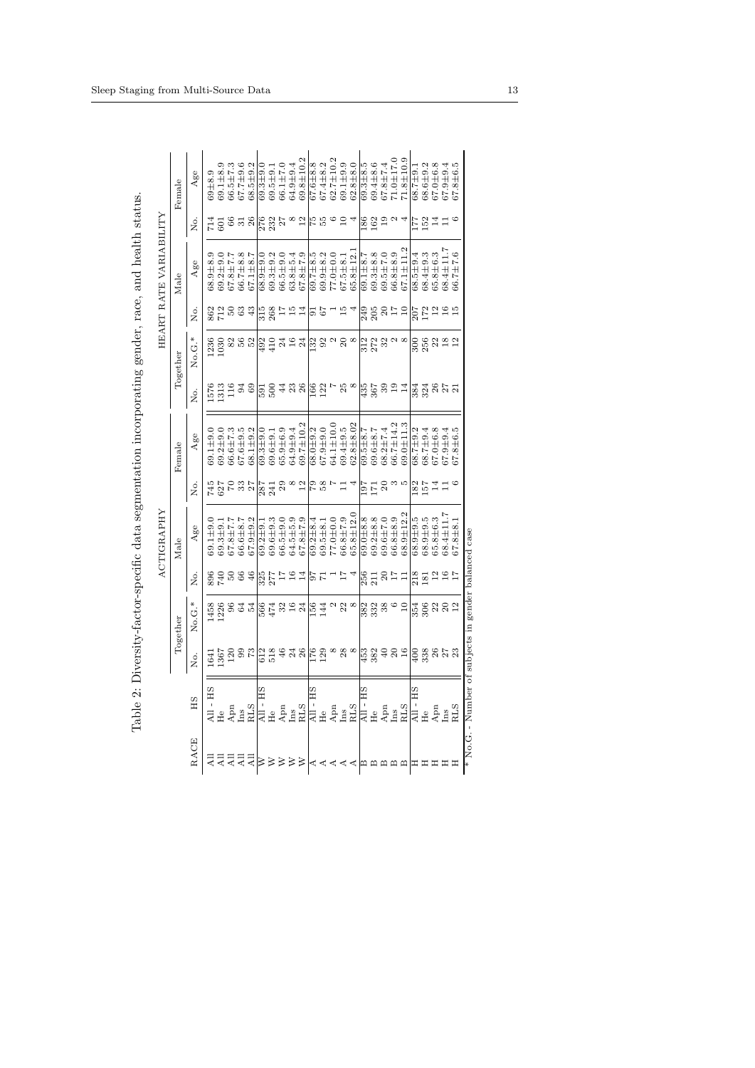Table 2: Diversity-factor-specific data segmentation incorporating gender, race, and health status.

| | | ACTIGRAPHY | | | | | | HEART RATE VARIABILITY | | | | | |
|---|---|---|---|---|---|---|---|---|---|---|---|---|---|
| | | Together | | Male | | Female | | Together | | Male | | Female | |
| RACE | HS | No. | No.G.* | No. | Age | No. | Age | No. | No.G.* | No. | Age | No. | Age |
| All | All - HS | 1641 | 1458 | 896 | 69.1±9.0 | 745 | 69.1±9.0 | 1576 | 1236 | 862 | 68.9±8.9 | 714 | 69±8.9 |
| All | He | 1367 | 1226 | 740 | 69.3±9.1 | 627 | 69.2±9.0 | 1313 | 1030 | 712 | 69.2±9.0 | 601 | 69.1±8.9 |
| All | Apn | 120 | 96 | 50 | 67.8±7.7 | 70 | 66.6±7.3 | 116 | 82 | 50 | 67.8±7.7 | 66 | 66.5±7.3 |
| All | Ins | 99 | 64 | 66 | 66.6±8.7 | 33 | 67.6±9.5 | 94 | 56 | 63 | 66.7±8.8 | 31 | 67.7±9.6 |
| All | RLS | 73 | 54 | 46 | 67.9±9.2 | 27 | 68.1±9.2 | 69 | 52 | 43 | 67.1±8.7 | 26 | 68.5±9.2 |
| W | All - HS | 612 | 566 | 325 | 69.2±9.1 | 287 | 69.3±9.0 | 591 | 492 | 315 | 68.9±9.0 | 276 | 69.3±9.0 |
| W | He | 518 | 474 | 277 | 69.6±9.3 | 241 | 69.6±9.1 | 500 | 410 | 268 | 69.3±9.2 | 232 | 69.5±9.1 |
| W | Apn | 46 | 32 | 17 | 66.5±9.0 | 29 | 65.9±6.9 | 44 | 24 | 17 | 66.5±9.0 | 27 | 66.1±7.0 |
| W | Ins | 24 | 16 | 16 | 64.5±5.9 | 8 | 64.9±9.4 | 23 | 16 | 15 | 63.8±5.4 | 8 | 64.9±9.4 |
| W | RLS | 26 | 24 | 14 | 67.8±7.9 | 12 | 69.7±10.2 | 26 | 24 | 14 | 67.8±7.9 | 12 | 69.8±10.2 |
| A | All - HS | 176 | 156 | 97 | 69.2±8.4 | 79 | 68.0±9.2 | 166 | 132 | 91 | 69.7±8.5 | 75 | 67.6±8.8 |
| A | He | 129 | 144 | 71 | 69.5±8.1 | 58 | 67.9±9.0 | 122 | 92 | 67 | 69.9±8.2 | 55 | 67.4±8.2 |
| A | Apn | 8 | 2 | 1 | 77.0±0.0 | 7 | 64.1±10.0 | 7 | 2 | 1 | 77.0±0.0 | 6 | 62.7±10.2 |
| A | Ins | 28 | 22 | 17 | 66.8±7.9 | 11 | 69.4±9.5 | 25 | 20 | 15 | 67.5±8.1 | 10 | 69.1±9.9 |
| A | RLS | 8 | 8 | 4 | 65.8±12.0 | 4 | 62.8±8.02 | 8 | 8 | 4 | 65.8±12.1 | 4 | 62.8±8.0 |
| B | All - HS | 453 | 382 | 256 | 69.0±8.8 | 197 | 69.5±8.7 | 435 | 312 | 249 | 69.1±8.7 | 186 | 69.3±8.5 |
| B | He | 382 | 332 | 211 | 69.2±8.8 | 171 | 69.6±8.7 | 367 | 272 | 205 | 69.3±8.8 | 162 | 69.4±8.6 |
| B | Apn | 40 | 38 | 20 | 69.6±7.0 | 20 | 68.2±7.4 | 39 | 32 | 20 | 69.5±7.0 | 19 | 67.8±7.4 |
| B | Ins | 20 | 6 | 17 | 66.8±8.9 | 3 | 66.7±14.2 | 19 | 2 | 17 | 66.8±8.9 | 2 | 71.0±17.0 |
| B | RLS | 16 | 10 | 11 | 68.9±12.2 | 5 | 69.0±11.3 | 14 | 8 | 10 | 67.1±11.2 | 4 | 71.8±10.9 |
| H | All - HS | 400 | 354 | 218 | 68.9±9.5 | 182 | 68.7±9.2 | 384 | 300 | 207 | 68.5±9.4 | 177 | 68.7±9.1 |
| H | He | 338 | 306 | 181 | 68.9±9.5 | 157 | 68.7±9.4 | 324 | 256 | 172 | 68.4±9.3 | 152 | 68.6±9.2 |
| H | Apn | 26 | 22 | 12 | 65.8±6.3 | 14 | 67.0±6.8 | 26 | 22 | 12 | 65.8±6.3 | 14 | 67.0±6.8 |
| H | Ins | 27 | 20 | 16 | 68.4±11.7 | 11 | 67.9±9.4 | 27 | 18 | 16 | 68.4±11.7 | 11 | 67.9±9.4 |
| H | RLS | 23 | 12 | 17 | 67.8±8.1 | 6 | 67.8±6.5 | 21 | 12 | 15 | 66.7±7.6 | 6 | 67.8±6.5 |

\* No.G. - Number of subjects in gender balanced case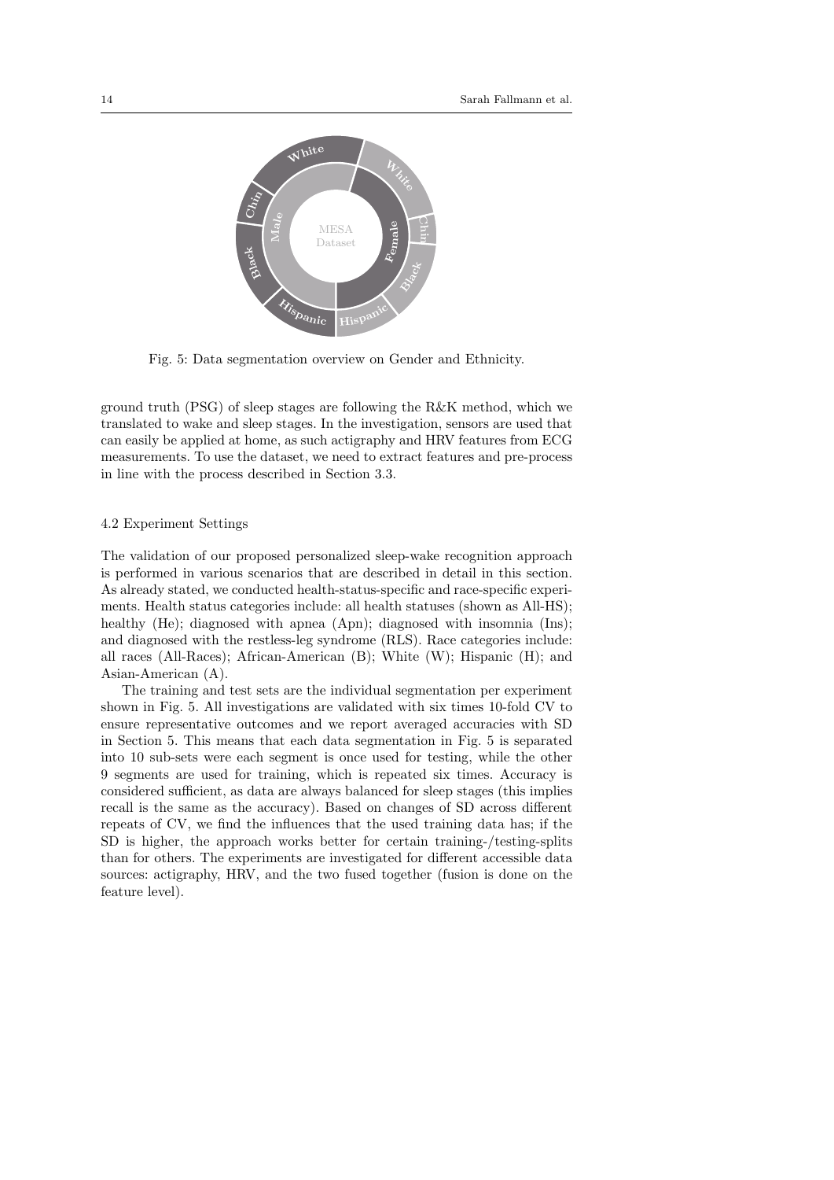Fig. 5: Data segmentation overview on Gender and Ethnicity.

ground truth (PSG) of sleep stages are following the R&K method, which we translated to wake and sleep stages. In the investigation, sensors are used that can easily be applied at home, as such actigraphy and HRV features from ECG measurements. To use the dataset, we need to extract features and pre-process in line with the process described in Section 3.3.

### 4.2 Experiment Settings

The validation of our proposed personalized sleep-wake recognition approach is performed in various scenarios that are described in detail in this section. As already stated, we conducted health-status-specific and race-specific experiments. Health status categories include: all health statuses (shown as All-HS); healthy (He); diagnosed with apnea (Apn); diagnosed with insomnia (Ins); and diagnosed with the restless-leg syndrome (RLS). Race categories include: all races (All-Races); African-American (B); White (W); Hispanic (H); and Asian-American (A).

The training and test sets are the individual segmentation per experiment shown in Fig. 5. All investigations are validated with six times 10-fold CV to ensure representative outcomes and we report averaged accuracies with SD in Section 5. This means that each data segmentation in Fig. 5 is separated into 10 sub-sets were each segment is once used for testing, while the other 9 segments are used for training, which is repeated six times. Accuracy is considered sufficient, as data are always balanced for sleep stages (this implies recall is the same as the accuracy). Based on changes of SD across different repeats of CV, we find the influences that the used training data has; if the SD is higher, the approach works better for certain training-/testing-splits than for others. The experiments are investigated for different accessible data sources: actigraphy, HRV, and the two fused together (fusion is done on the feature level).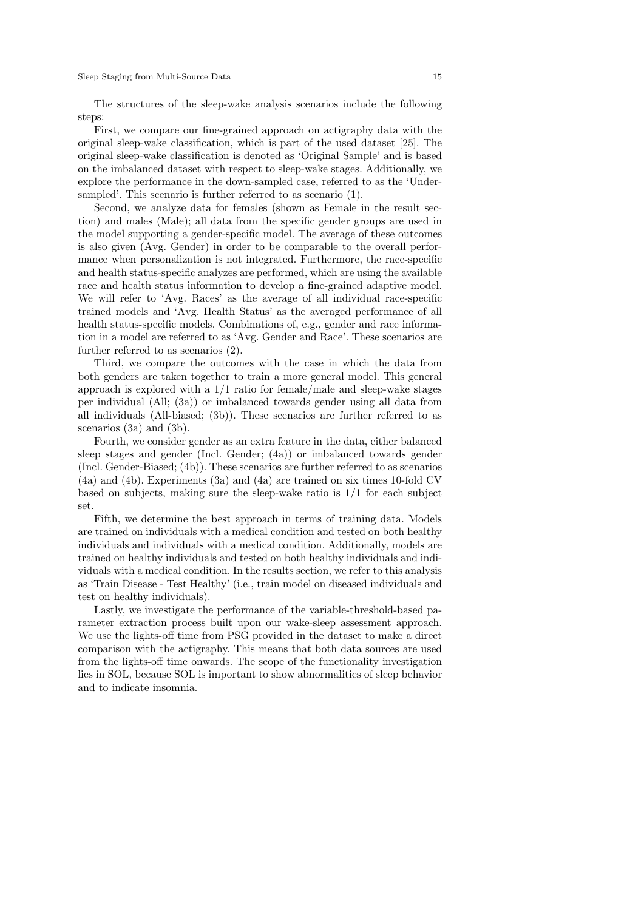The structures of the sleep-wake analysis scenarios include the following steps:

First, we compare our fine-grained approach on actigraphy data with the original sleep-wake classification, which is part of the used dataset [25]. The original sleep-wake classification is denoted as 'Original Sample' and is based on the imbalanced dataset with respect to sleep-wake stages. Additionally, we explore the performance in the down-sampled case, referred to as the 'Undersampled'. This scenario is further referred to as scenario (1).

Second, we analyze data for females (shown as Female in the result section) and males (Male); all data from the specific gender groups are used in the model supporting a gender-specific model. The average of these outcomes is also given (Avg. Gender) in order to be comparable to the overall performance when personalization is not integrated. Furthermore, the race-specific and health status-specific analyzes are performed, which are using the available race and health status information to develop a fine-grained adaptive model. We will refer to 'Avg. Races' as the average of all individual race-specific trained models and 'Avg. Health Status' as the averaged performance of all health status-specific models. Combinations of, e.g., gender and race information in a model are referred to as 'Avg. Gender and Race'. These scenarios are further referred to as scenarios (2).

Third, we compare the outcomes with the case in which the data from both genders are taken together to train a more general model. This general approach is explored with a 1/1 ratio for female/male and sleep-wake stages per individual (All; (3a)) or imbalanced towards gender using all data from all individuals (All-biased; (3b)). These scenarios are further referred to as scenarios (3a) and (3b).

Fourth, we consider gender as an extra feature in the data, either balanced sleep stages and gender (Incl. Gender; (4a)) or imbalanced towards gender (Incl. Gender-Biased; (4b)). These scenarios are further referred to as scenarios (4a) and (4b). Experiments (3a) and (4a) are trained on six times 10-fold CV based on subjects, making sure the sleep-wake ratio is 1/1 for each subject set.

Fifth, we determine the best approach in terms of training data. Models are trained on individuals with a medical condition and tested on both healthy individuals and individuals with a medical condition. Additionally, models are trained on healthy individuals and tested on both healthy individuals and individuals with a medical condition. In the results section, we refer to this analysis as 'Train Disease - Test Healthy' (i.e., train model on diseased individuals and test on healthy individuals).

Lastly, we investigate the performance of the variable-threshold-based parameter extraction process built upon our wake-sleep assessment approach. We use the lights-off time from PSG provided in the dataset to make a direct comparison with the actigraphy. This means that both data sources are used from the lights-off time onwards. The scope of the functionality investigation lies in SOL, because SOL is important to show abnormalities of sleep behavior and to indicate insomnia.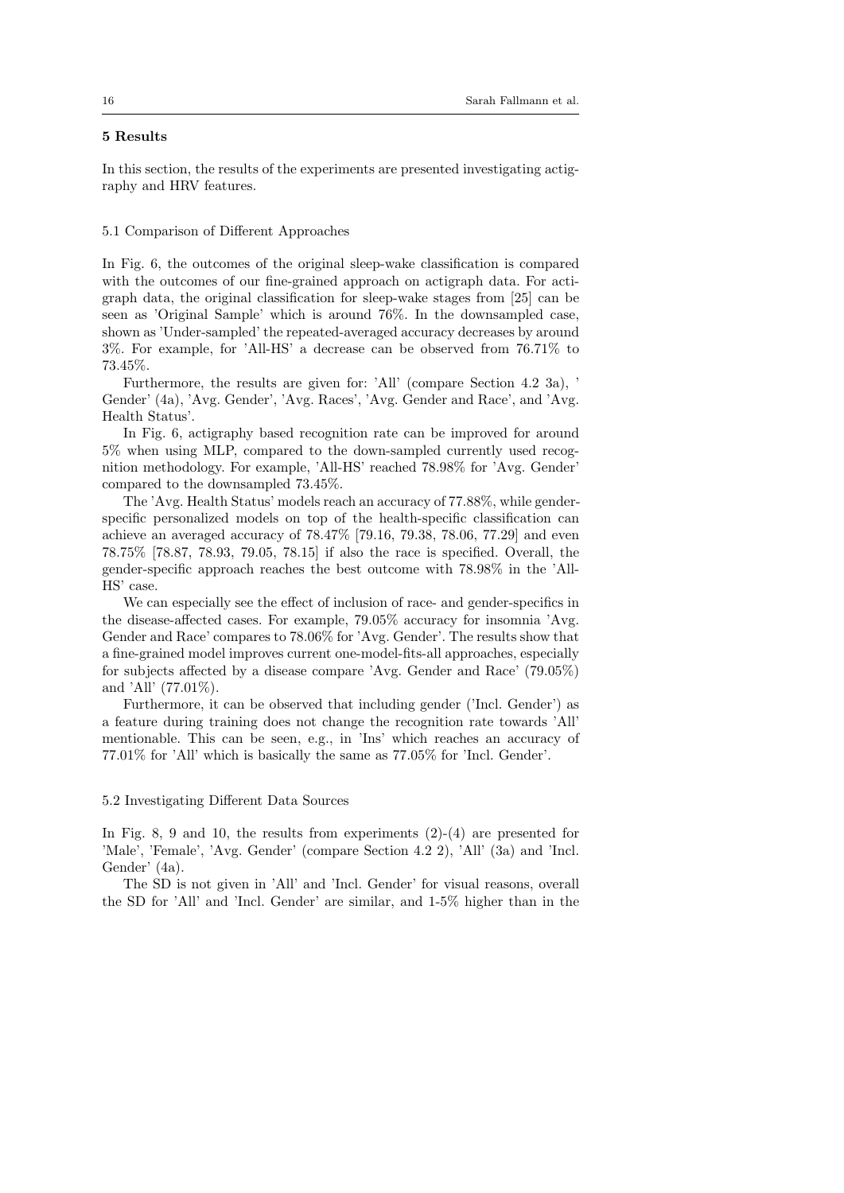## 5 Results

In this section, the results of the experiments are presented investigating actigraphy and HRV features.

### 5.1 Comparison of Different Approaches

In Fig. 6, the outcomes of the original sleep-wake classification is compared with the outcomes of our fine-grained approach on actigraph data. For actigraph data, the original classification for sleep-wake stages from [25] can be seen as 'Original Sample' which is around 76%. In the downsampled case, shown as 'Under-sampled' the repeated-averaged accuracy decreases by around 3%. For example, for 'All-HS' a decrease can be observed from 76.71% to 73.45%.

Furthermore, the results are given for: 'All' (compare Section 4.2 3a), ' Gender' (4a), 'Avg. Gender', 'Avg. Races', 'Avg. Gender and Race', and 'Avg. Health Status'.

In Fig. 6, actigraphy based recognition rate can be improved for around 5% when using MLP, compared to the down-sampled currently used recognition methodology. For example, 'All-HS' reached 78.98% for 'Avg. Gender' compared to the downsampled 73.45%.

The 'Avg. Health Status' models reach an accuracy of 77.88%, while gender-specific personalized models on top of the health-specific classification can achieve an averaged accuracy of 78.47% [79.16, 79.38, 78.06, 77.29] and even 78.75% [78.87, 78.93, 79.05, 78.15] if also the race is specified. Overall, the gender-specific approach reaches the best outcome with 78.98% in the 'All-HS' case.

We can especially see the effect of inclusion of race- and gender-specifics in the disease-affected cases. For example, 79.05% accuracy for insomnia 'Avg. Gender and Race' compares to 78.06% for 'Avg. Gender'. The results show that a fine-grained model improves current one-model-fits-all approaches, especially for subjects affected by a disease compare 'Avg. Gender and Race' (79.05%) and 'All' (77.01%).

Furthermore, it can be observed that including gender ('Incl. Gender') as a feature during training does not change the recognition rate towards 'All' mentionable. This can be seen, e.g., in 'Ins' which reaches an accuracy of 77.01% for 'All' which is basically the same as 77.05% for 'Incl. Gender'.

### 5.2 Investigating Different Data Sources

In Fig. 8, 9 and 10, the results from experiments (2)-(4) are presented for 'Male', 'Female', 'Avg. Gender' (compare Section 4.2 2), 'All' (3a) and 'Incl. Gender' (4a).

The SD is not given in 'All' and 'Incl. Gender' for visual reasons, overall the SD for 'All' and 'Incl. Gender' are similar, and 1-5% higher than in the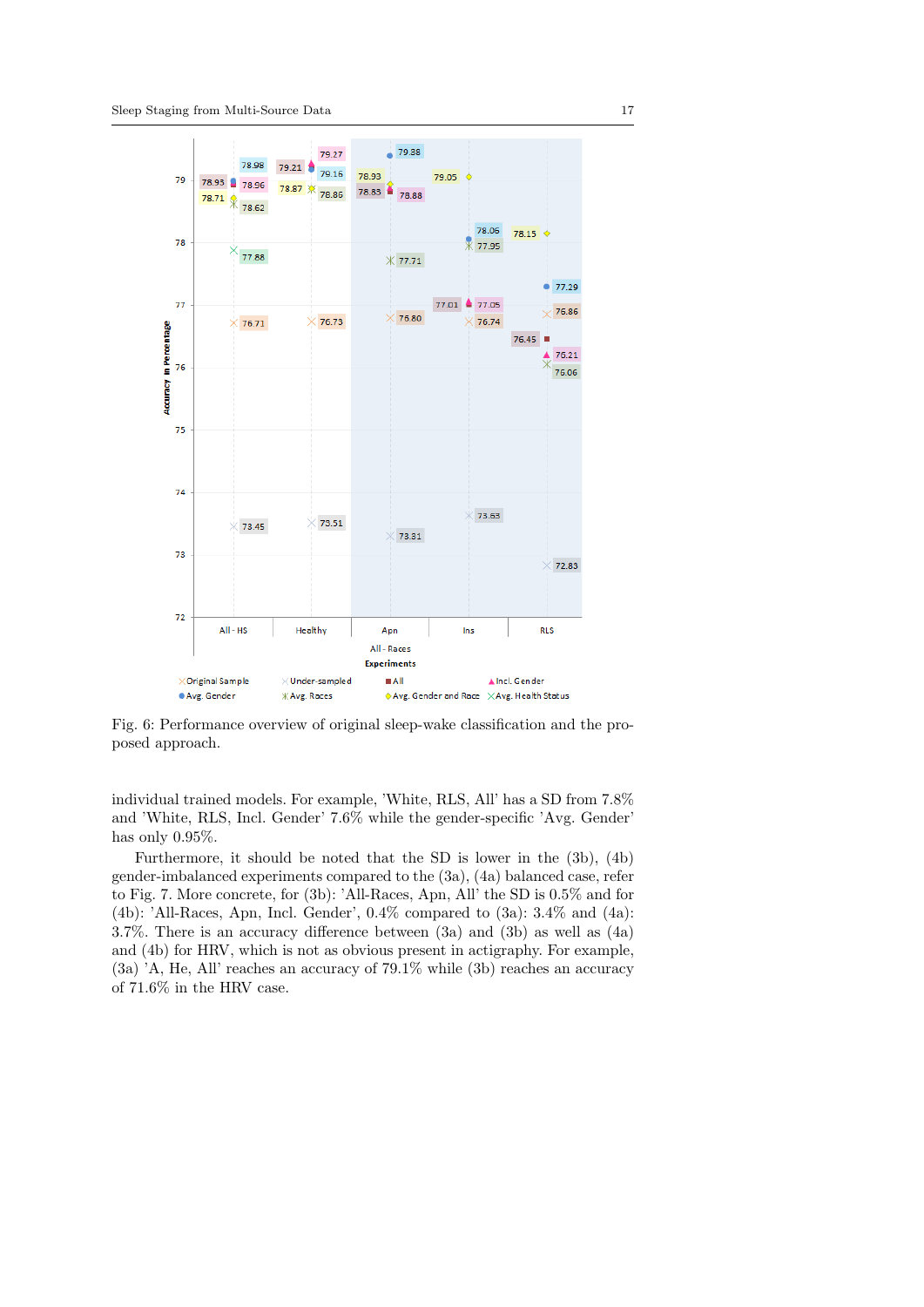Fig. 6: Performance overview of original sleep-wake classification and the proposed approach.

individual trained models. For example, 'White, RLS, All' has a SD from 7.8% and 'White, RLS, Incl. Gender' 7.6% while the gender-specific 'Avg. Gender' has only 0.95%.

Furthermore, it should be noted that the SD is lower in the (3b), (4b) gender-imbalanced experiments compared to the (3a), (4a) balanced case, refer to Fig. 7. More concrete, for (3b): 'All-Races, Apn, All' the SD is 0.5% and for (4b): 'All-Races, Apn, Incl. Gender', 0.4% compared to (3a): 3.4% and (4a): 3.7%. There is an accuracy difference between (3a) and (3b) as well as (4a) and (4b) for HRV, which is not as obvious present in actigraphy. For example, (3a) 'A, He, All' reaches an accuracy of 79.1% while (3b) reaches an accuracy of 71.6% in the HRV case.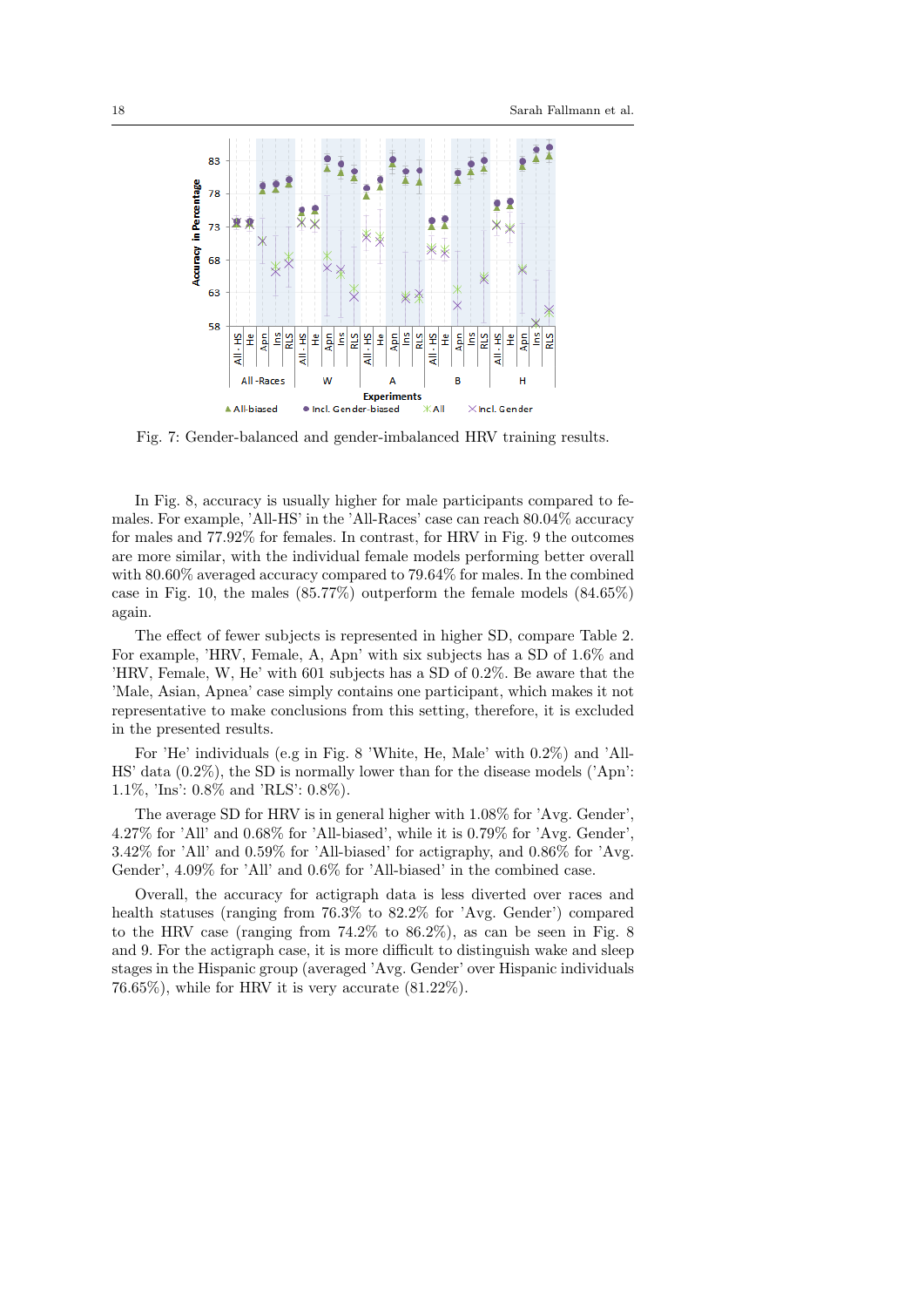Fig. 7: Gender-balanced and gender-imbalanced HRV training results.

In Fig. 8, accuracy is usually higher for male participants compared to females. For example, 'All-HS' in the 'All-Races' case can reach 80.04% accuracy for males and 77.92% for females. In contrast, for HRV in Fig. 9 the outcomes are more similar, with the individual female models performing better overall with 80.60% averaged accuracy compared to 79.64% for males. In the combined case in Fig. 10, the males (85.77%) outperform the female models (84.65%) again.

The effect of fewer subjects is represented in higher SD, compare Table 2. For example, 'HRV, Female, A, Apn' with six subjects has a SD of 1.6% and 'HRV, Female, W, He' with 601 subjects has a SD of 0.2%. Be aware that the 'Male, Asian, Apnea' case simply contains one participant, which makes it not representative to make conclusions from this setting, therefore, it is excluded in the presented results.

For 'He' individuals (e.g in Fig. 8 'White, He, Male' with 0.2%) and 'All-HS' data (0.2%), the SD is normally lower than for the disease models ('Apn': 1.1%, 'Ins': 0.8% and 'RLS': 0.8%).

The average SD for HRV is in general higher with 1.08% for 'Avg. Gender', 4.27% for 'All' and 0.68% for 'All-biased', while it is 0.79% for 'Avg. Gender', 3.42% for 'All' and 0.59% for 'All-biased' for actigraphy, and 0.86% for 'Avg. Gender', 4.09% for 'All' and 0.6% for 'All-biased' in the combined case.

Overall, the accuracy for actigraph data is less diverted over races and health statuses (ranging from 76.3% to 82.2% for 'Avg. Gender') compared to the HRV case (ranging from 74.2% to 86.2%), as can be seen in Fig. 8 and 9. For the actigraph case, it is more difficult to distinguish wake and sleep stages in the Hispanic group (averaged 'Avg. Gender' over Hispanic individuals 76.65%), while for HRV it is very accurate (81.22%).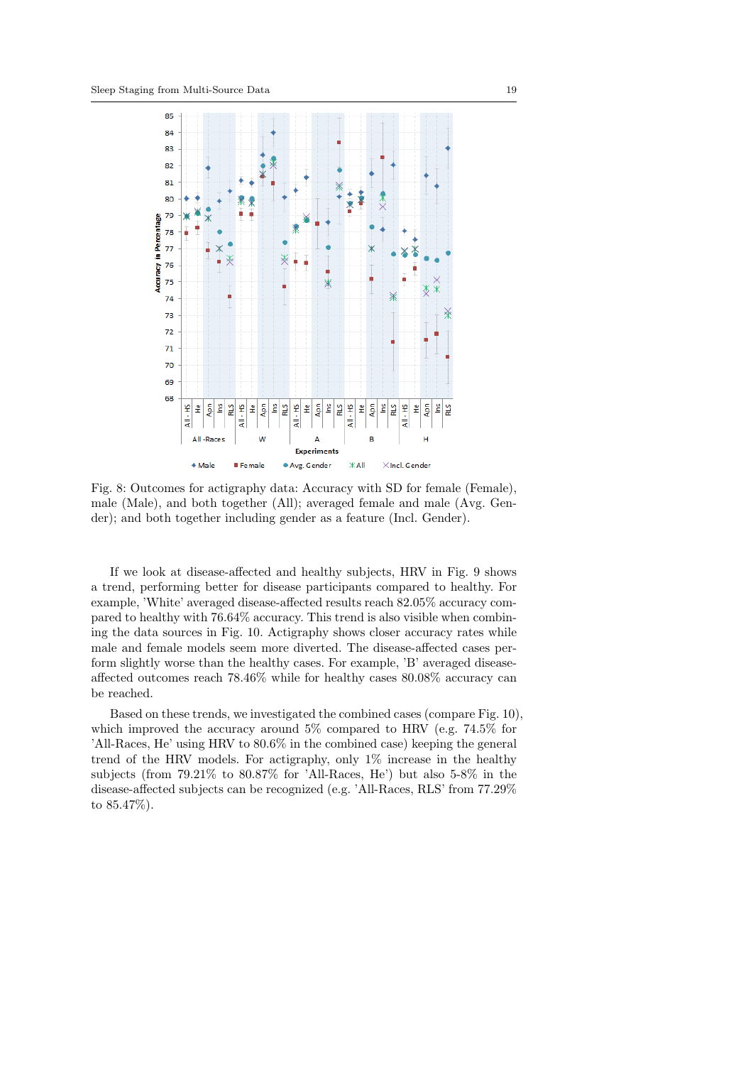Fig. 8: Outcomes for actigraphy data: Accuracy with SD for female (Female), male (Male), and both together (All); averaged female and male (Avg. Gender); and both together including gender as a feature (Incl. Gender).

If we look at disease-affected and healthy subjects, HRV in Fig. 9 shows a trend, performing better for disease participants compared to healthy. For example, 'White' averaged disease-affected results reach 82.05% accuracy compared to healthy with 76.64% accuracy. This trend is also visible when combining the data sources in Fig. 10. Actigraphy shows closer accuracy rates while male and female models seem more diverted. The disease-affected cases perform slightly worse than the healthy cases. For example, 'B' averaged disease-affected outcomes reach 78.46% while for healthy cases 80.08% accuracy can be reached.

Based on these trends, we investigated the combined cases (compare Fig. 10), which improved the accuracy around 5% compared to HRV (e.g. 74.5% for 'All-Races, He' using HRV to 80.6% in the combined case) keeping the general trend of the HRV models. For actigraphy, only 1% increase in the healthy subjects (from 79.21% to 80.87% for 'All-Races, He') but also 5-8% in the disease-affected subjects can be recognized (e.g. 'All-Races, RLS' from 77.29% to 85.47%).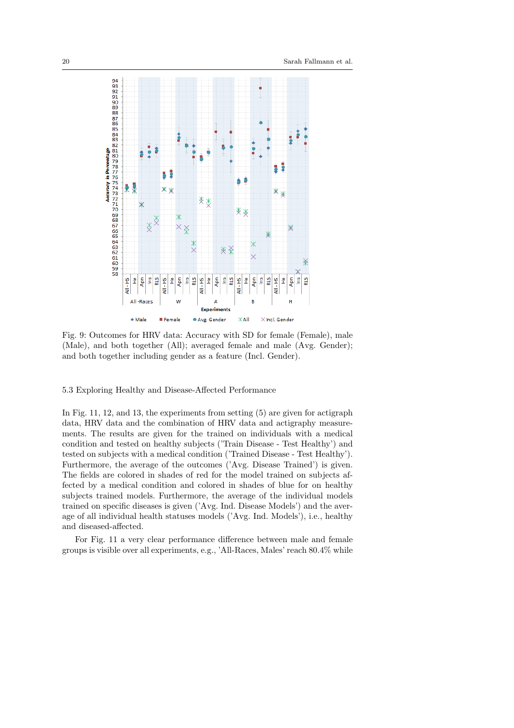Fig. 9: Outcomes for HRV data: Accuracy with SD for female (Female), male (Male), and both together (All); averaged female and male (Avg. Gender); and both together including gender as a feature (Incl. Gender).

### 5.3 Exploring Healthy and Disease-Affected Performance

In Fig. 11, 12, and 13, the experiments from setting (5) are given for actigraph data, HRV data and the combination of HRV data and actigraphy measurements. The results are given for the trained on individuals with a medical condition and tested on healthy subjects ('Train Disease - Test Healthy') and tested on subjects with a medical condition ('Trained Disease - Test Healthy'). Furthermore, the average of the outcomes ('Avg. Disease Trained') is given. The fields are colored in shades of red for the model trained on subjects affected by a medical condition and colored in shades of blue for on healthy subjects trained models. Furthermore, the average of the individual models trained on specific diseases is given ('Avg. Ind. Disease Models') and the average of all individual health statuses models ('Avg. Ind. Models'), i.e., healthy and diseased-affected.

For Fig. 11 a very clear performance difference between male and female groups is visible over all experiments, e.g., 'All-Races, Males' reach 80.4% while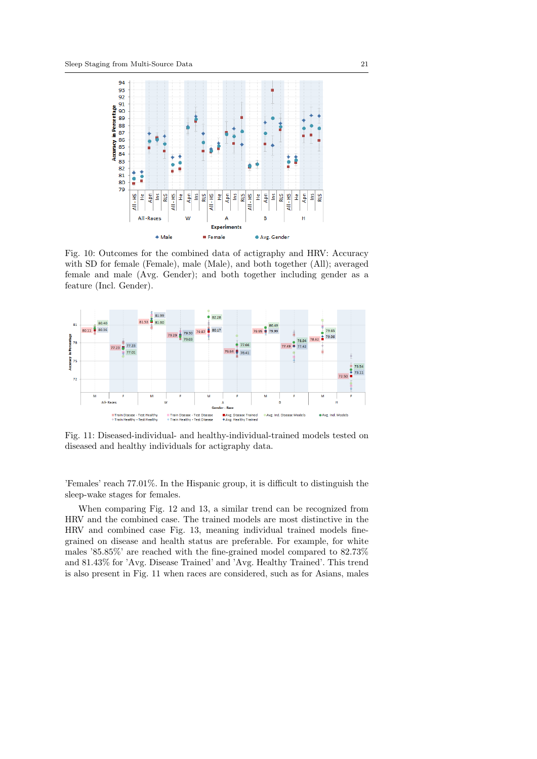Fig. 10: Outcomes for the combined data of actigraphy and HRV: Accuracy with SD for female (Female), male (Male), and both together (All); averaged female and male (Avg. Gender); and both together including gender as a feature (Incl. Gender).

Fig. 11: Diseased-individual- and healthy-individual-trained models tested on diseased and healthy individuals for actigraphy data.

'Females' reach 77.01%. In the Hispanic group, it is difficult to distinguish the sleep-wake stages for females.

When comparing Fig. 12 and 13, a similar trend can be recognized from HRV and the combined case. The trained models are most distinctive in the HRV and combined case Fig. 13, meaning individual trained models fine-grained on disease and health status are preferable. For example, for white males '85.85%' are reached with the fine-grained model compared to 82.73% and 81.43% for 'Avg. Disease Trained' and 'Avg. Healthy Trained'. This trend is also present in Fig. 11 when races are considered, such as for Asians, males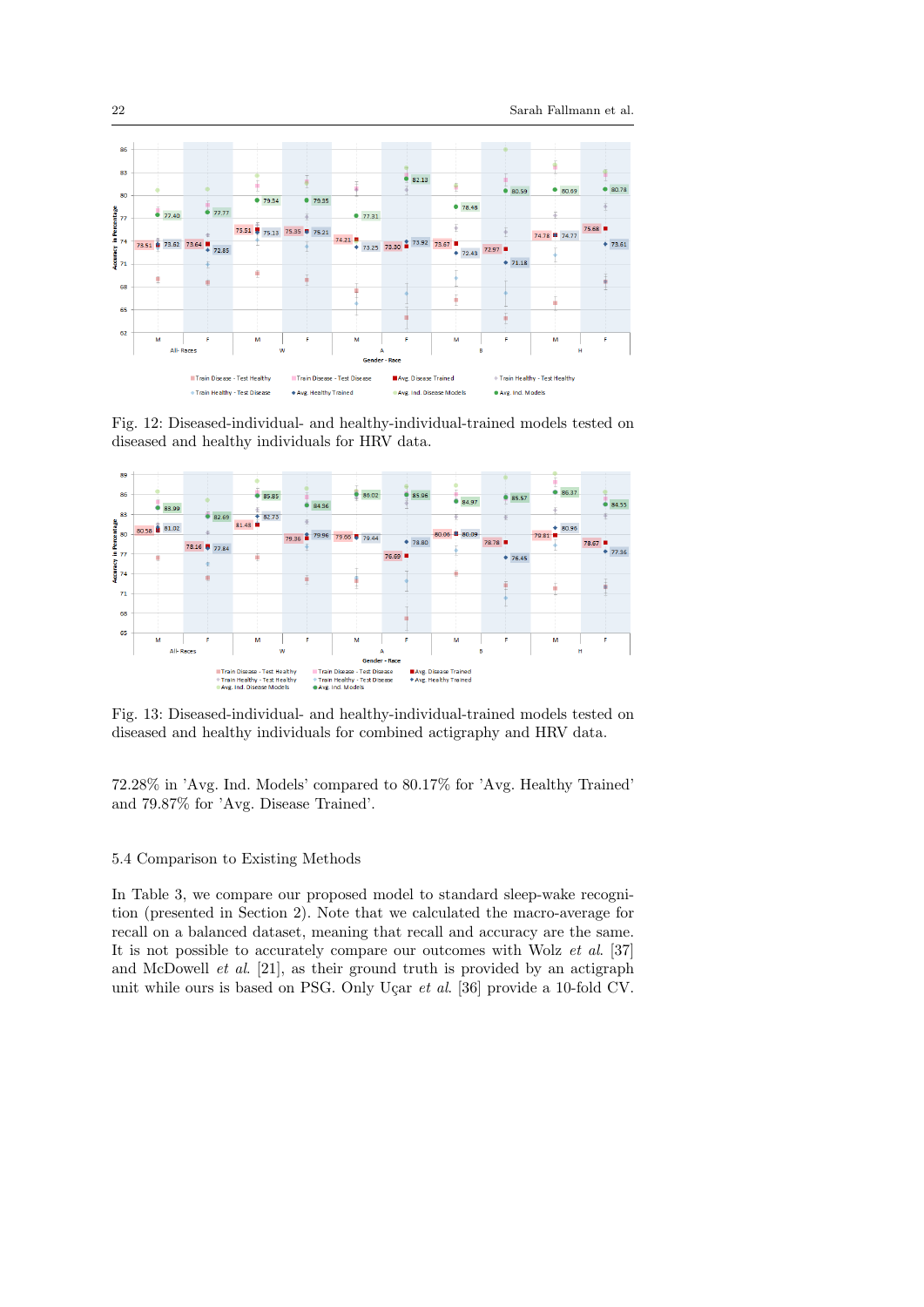Fig. 12: Diseased-individual- and healthy-individual-trained models tested on diseased and healthy individuals for HRV data.

Fig. 13: Diseased-individual- and healthy-individual-trained models tested on diseased and healthy individuals for combined actigraphy and HRV data.

72.28% in 'Avg. Ind. Models' compared to 80.17% for 'Avg. Healthy Trained' and 79.87% for 'Avg. Disease Trained'.

### 5.4 Comparison to Existing Methods

In Table 3, we compare our proposed model to standard sleep-wake recognition (presented in Section 2). Note that we calculated the macro-average for recall on a balanced dataset, meaning that recall and accuracy are the same. It is not possible to accurately compare our outcomes with Wolz *et al.* [37] and McDowell *et al.* [21], as their ground truth is provided by an actigraph unit while ours is based on PSG. Only Uçar *et al.* [36] provide a 10-fold CV.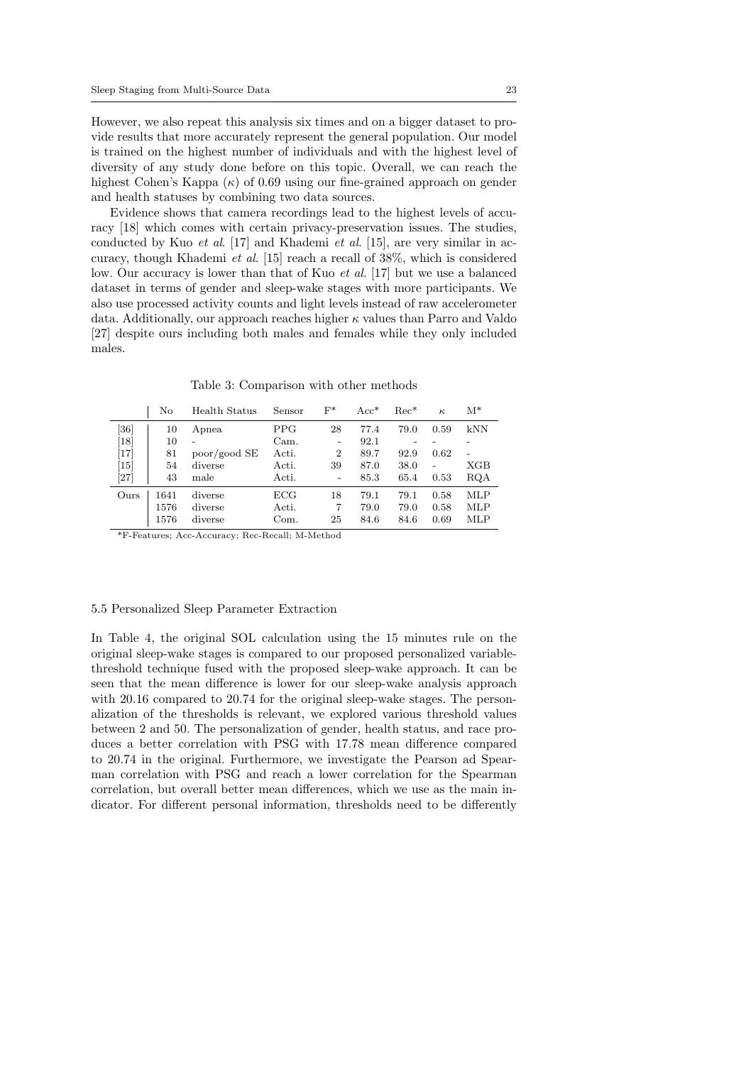However, we also repeat this analysis six times and on a bigger dataset to provide results that more accurately represent the general population. Our model is trained on the highest number of individuals and with the highest level of diversity of any study done before on this topic. Overall, we can reach the highest Cohen's Kappa ($\kappa$) of 0.69 using our fine-grained approach on gender and health statuses by combining two data sources.

Evidence shows that camera recordings lead to the highest levels of accuracy [18] which comes with certain privacy-preservation issues. The studies, conducted by Kuo *et al.* [17] and Khademi *et al.* [15], are very similar in accuracy, though Khademi *et al.* [15] reach a recall of 38%, which is considered low. Our accuracy is lower than that of Kuo *et al.* [17] but we use a balanced dataset in terms of gender and sleep-wake stages with more participants. We also use processed activity counts and light levels instead of raw accelerometer data. Additionally, our approach reaches higher $\kappa$ values than Parro and Valdo [27] despite ours including both males and females while they only included males.

Table 3: Comparison with other methods

| | No | Health Status | Sensor | F* | Acc* | Rec* | $\kappa$ | M* |
|---|---|---|---|---|---|---|---|---|
| [36] | 10 | Apnea | PPG | 28 | 77.4 | 79.0 | 0.59 | kNN |
| [18] | 10 | - | Cam. | - | 92.1 | - | - | - |
| [17] | 81 | poor/good SE | Acti. | 2 | 89.7 | 92.9 | 0.62 | - |
| [15] | 54 | diverse | Acti. | 39 | 87.0 | 38.0 | - | XGB |
| [27] | 43 | male | Acti. | - | 85.3 | 65.4 | 0.53 | RQA |
| Ours | 1641 | diverse | ECG | 18 | 79.1 | 79.1 | 0.58 | MLP |
| | 1576 | diverse | Acti. | 7 | 79.0 | 79.0 | 0.58 | MLP |
| | 1576 | diverse | Com. | 25 | 84.6 | 84.6 | 0.69 | MLP |

*F-Features; Acc-Accuracy; Rec-Recall; M-Method

### 5.5 Personalized Sleep Parameter Extraction

In Table 4, the original SOL calculation using the 15 minutes rule on the original sleep-wake stages is compared to our proposed personalized variable-threshold technique fused with the proposed sleep-wake approach. It can be seen that the mean difference is lower for our sleep-wake analysis approach with 20.16 compared to 20.74 for the original sleep-wake stages. The personalization of the thresholds is relevant, we explored various threshold values between 2 and 50. The personalization of gender, health status, and race produces a better correlation with PSG with 17.78 mean difference compared to 20.74 in the original. Furthermore, we investigate the Pearson ad Spearman correlation with PSG and reach a lower correlation for the Spearman correlation, but overall better mean differences, which we use as the main indicator. For different personal information, thresholds need to be differently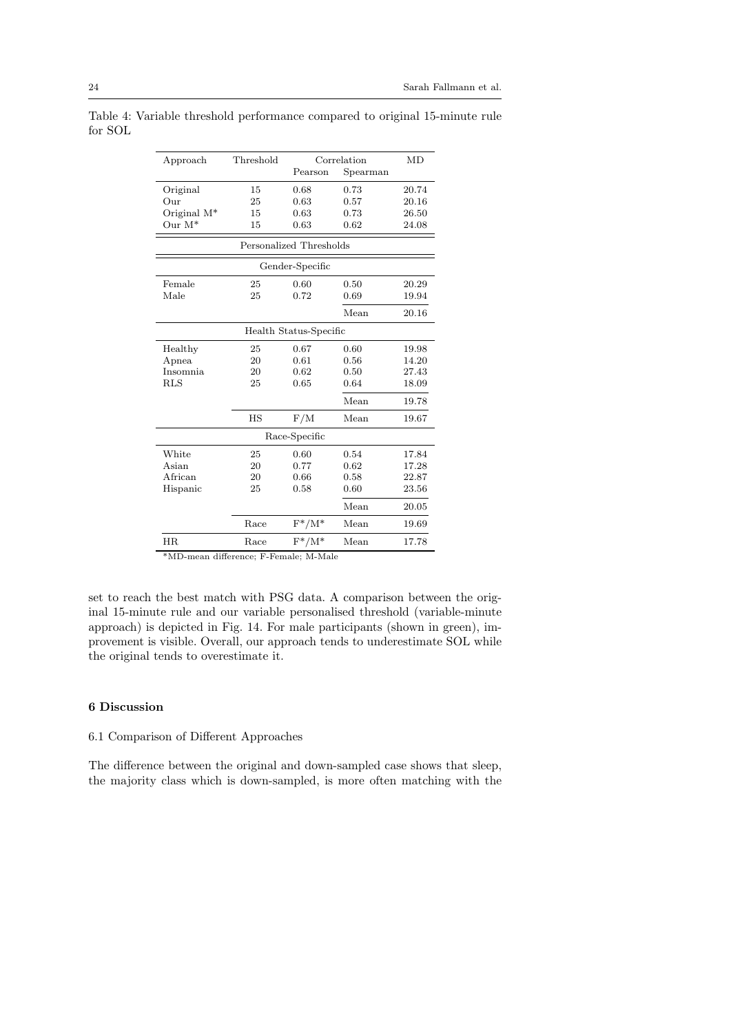Table 4: Variable threshold performance compared to original 15-minute rule for SOL

| Approach | Threshold | Correlation | | MD |
|---|---|---|---|---|
| | | Pearson | Spearman | |
| Original | 15 | 0.68 | 0.73 | 20.74 |
| Our | 25 | 0.63 | 0.57 | 20.16 |
| Original M* | 15 | 0.63 | 0.73 | 26.50 |
| Our M* | 15 | 0.63 | 0.62 | 24.08 |
| | | Personalized Thresholds | | |
| | | Gender-Specific | | |
| Female | 25 | 0.60 | 0.50 | 20.29 |
| Male | 25 | 0.72 | 0.69 | 19.94 |
| | | | Mean | 20.16 |
| | | Health Status-Specific | | |
| Healthy | 25 | 0.67 | 0.60 | 19.98 |
| Apnea | 20 | 0.61 | 0.56 | 14.20 |
| Insomnia | 20 | 0.62 | 0.50 | 27.43 |
| RLS | 25 | 0.65 | 0.64 | 18.09 |
| | | | Mean | 19.78 |
| | HS | F/M | Mean | 19.67 |
| | | Race-Specific | | |
| White | 25 | 0.60 | 0.54 | 17.84 |
| Asian | 20 | 0.77 | 0.62 | 17.28 |
| African | 20 | 0.66 | 0.58 | 22.87 |
| Hispanic | 25 | 0.58 | 0.60 | 23.56 |
| | | | Mean | 20.05 |
| | Race | F*/M* | Mean | 19.69 |
| HR | Race | F*/M* | Mean | 17.78 |

*MD-mean difference; F-Female; M-Male

set to reach the best match with PSG data. A comparison between the original 15-minute rule and our variable personalised threshold (variable-minute approach) is depicted in Fig. 14. For male participants (shown in green), improvement is visible. Overall, our approach tends to underestimate SOL while the original tends to overestimate it.

## 6 Discussion

### 6.1 Comparison of Different Approaches

The difference between the original and down-sampled case shows that sleep, the majority class which is down-sampled, is more often matching with the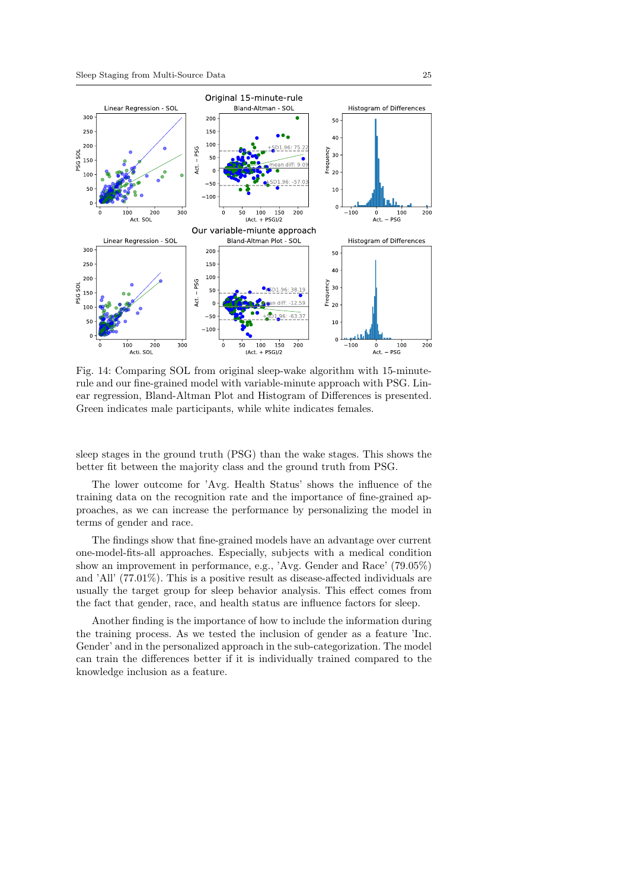Fig. 14: Comparing SOL from original sleep-wake algorithm with 15-minute-rule and our fine-grained model with variable-minute approach with PSG. Linear regression, Bland-Altman Plot and Histogram of Differences is presented. Green indicates male participants, while white indicates females.

sleep stages in the ground truth (PSG) than the wake stages. This shows the better fit between the majority class and the ground truth from PSG.

The lower outcome for 'Avg. Health Status' shows the influence of the training data on the recognition rate and the importance of fine-grained approaches, as we can increase the performance by personalizing the model in terms of gender and race.

The findings show that fine-grained models have an advantage over current one-model-fits-all approaches. Especially, subjects with a medical condition show an improvement in performance, e.g., 'Avg. Gender and Race' (79.05%) and 'All' (77.01%). This is a positive result as disease-affected individuals are usually the target group for sleep behavior analysis. This effect comes from the fact that gender, race, and health status are influence factors for sleep.

Another finding is the importance of how to include the information during the training process. As we tested the inclusion of gender as a feature 'Inc. Gender' and in the personalized approach in the sub-categorization. The model can train the differences better if it is individually trained compared to the knowledge inclusion as a feature.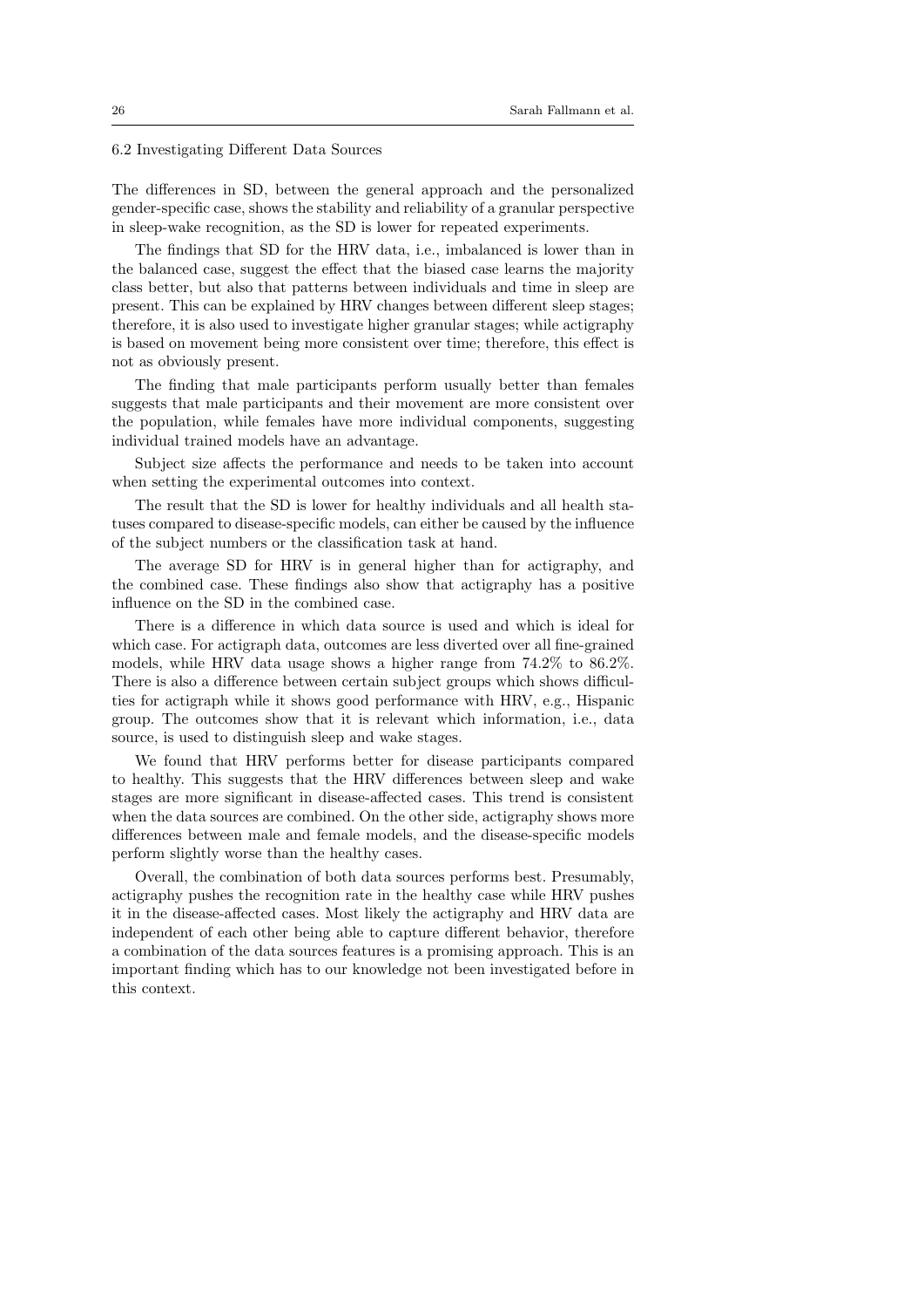### 6.2 Investigating Different Data Sources

The differences in SD, between the general approach and the personalized gender-specific case, shows the stability and reliability of a granular perspective in sleep-wake recognition, as the SD is lower for repeated experiments.

The findings that SD for the HRV data, i.e., imbalanced is lower than in the balanced case, suggest the effect that the biased case learns the majority class better, but also that patterns between individuals and time in sleep are present. This can be explained by HRV changes between different sleep stages; therefore, it is also used to investigate higher granular stages; while actigraphy is based on movement being more consistent over time; therefore, this effect is not as obviously present.

The finding that male participants perform usually better than females suggests that male participants and their movement are more consistent over the population, while females have more individual components, suggesting individual trained models have an advantage.

Subject size affects the performance and needs to be taken into account when setting the experimental outcomes into context.

The result that the SD is lower for healthy individuals and all health statuses compared to disease-specific models, can either be caused by the influence of the subject numbers or the classification task at hand.

The average SD for HRV is in general higher than for actigraphy, and the combined case. These findings also show that actigraphy has a positive influence on the SD in the combined case.

There is a difference in which data source is used and which is ideal for which case. For actigraph data, outcomes are less diverted over all fine-grained models, while HRV data usage shows a higher range from 74.2% to 86.2%. There is also a difference between certain subject groups which shows difficulties for actigraph while it shows good performance with HRV, e.g., Hispanic group. The outcomes show that it is relevant which information, i.e., data source, is used to distinguish sleep and wake stages.

We found that HRV performs better for disease participants compared to healthy. This suggests that the HRV differences between sleep and wake stages are more significant in disease-affected cases. This trend is consistent when the data sources are combined. On the other side, actigraphy shows more differences between male and female models, and the disease-specific models perform slightly worse than the healthy cases.

Overall, the combination of both data sources performs best. Presumably, actigraphy pushes the recognition rate in the healthy case while HRV pushes it in the disease-affected cases. Most likely the actigraphy and HRV data are independent of each other being able to capture different behavior, therefore a combination of the data sources features is a promising approach. This is an important finding which has to our knowledge not been investigated before in this context.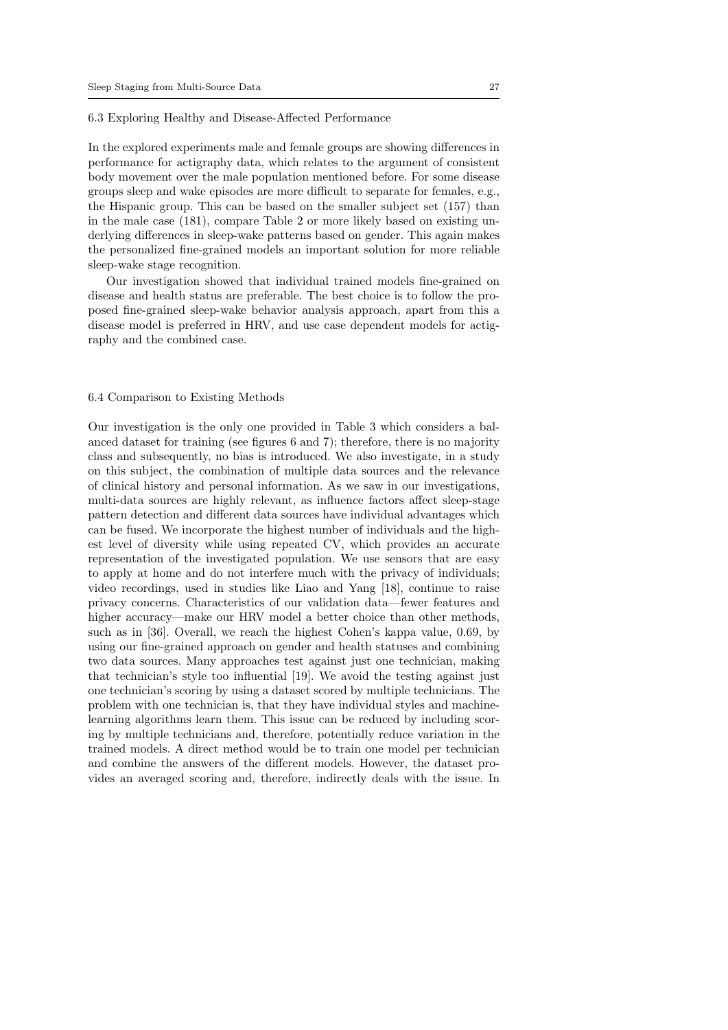### 6.3 Exploring Healthy and Disease-Affected Performance

In the explored experiments male and female groups are showing differences in performance for actigraphy data, which relates to the argument of consistent body movement over the male population mentioned before. For some disease groups sleep and wake episodes are more difficult to separate for females, e.g., the Hispanic group. This can be based on the smaller subject set (157) than in the male case (181), compare Table 2 or more likely based on existing underlying differences in sleep-wake patterns based on gender. This again makes the personalized fine-grained models an important solution for more reliable sleep-wake stage recognition.

Our investigation showed that individual trained models fine-grained on disease and health status are preferable. The best choice is to follow the proposed fine-grained sleep-wake behavior analysis approach, apart from this a disease model is preferred in HRV, and use case dependent models for actigraphy and the combined case.

### 6.4 Comparison to Existing Methods

Our investigation is the only one provided in Table 3 which considers a balanced dataset for training (see figures 6 and 7); therefore, there is no majority class and subsequently, no bias is introduced. We also investigate, in a study on this subject, the combination of multiple data sources and the relevance of clinical history and personal information. As we saw in our investigations, multi-data sources are highly relevant, as influence factors affect sleep-stage pattern detection and different data sources have individual advantages which can be fused. We incorporate the highest number of individuals and the highest level of diversity while using repeated CV, which provides an accurate representation of the investigated population. We use sensors that are easy to apply at home and do not interfere much with the privacy of individuals; video recordings, used in studies like Liao and Yang [18], continue to raise privacy concerns. Characteristics of our validation data—fewer features and higher accuracy—make our HRV model a better choice than other methods, such as in [36]. Overall, we reach the highest Cohen's kappa value, 0.69, by using our fine-grained approach on gender and health statuses and combining two data sources. Many approaches test against just one technician, making that technician's style too influential [19]. We avoid the testing against just one technician's scoring by using a dataset scored by multiple technicians. The problem with one technician is, that they have individual styles and machine-learning algorithms learn them. This issue can be reduced by including scoring by multiple technicians and, therefore, potentially reduce variation in the trained models. A direct method would be to train one model per technician and combine the answers of the different models. However, the dataset provides an averaged scoring and, therefore, indirectly deals with the issue. In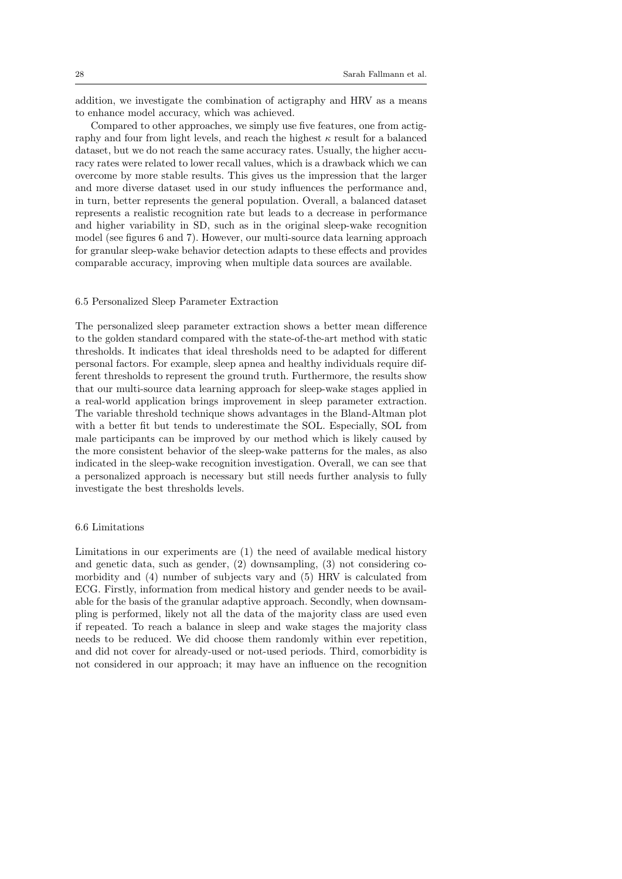addition, we investigate the combination of actigraphy and HRV as a means to enhance model accuracy, which was achieved.

Compared to other approaches, we simply use five features, one from actigraphy and four from light levels, and reach the highest $\kappa$ result for a balanced dataset, but we do not reach the same accuracy rates. Usually, the higher accuracy rates were related to lower recall values, which is a drawback which we can overcome by more stable results. This gives us the impression that the larger and more diverse dataset used in our study influences the performance and, in turn, better represents the general population. Overall, a balanced dataset represents a realistic recognition rate but leads to a decrease in performance and higher variability in SD, such as in the original sleep-wake recognition model (see figures 6 and 7). However, our multi-source data learning approach for granular sleep-wake behavior detection adapts to these effects and provides comparable accuracy, improving when multiple data sources are available.

### 6.5 Personalized Sleep Parameter Extraction

The personalized sleep parameter extraction shows a better mean difference to the golden standard compared with the state-of-the-art method with static thresholds. It indicates that ideal thresholds need to be adapted for different personal factors. For example, sleep apnea and healthy individuals require different thresholds to represent the ground truth. Furthermore, the results show that our multi-source data learning approach for sleep-wake stages applied in a real-world application brings improvement in sleep parameter extraction. The variable threshold technique shows advantages in the Bland-Altman plot with a better fit but tends to underestimate the SOL. Especially, SOL from male participants can be improved by our method which is likely caused by the more consistent behavior of the sleep-wake patterns for the males, as also indicated in the sleep-wake recognition investigation. Overall, we can see that a personalized approach is necessary but still needs further analysis to fully investigate the best thresholds levels.

### 6.6 Limitations

Limitations in our experiments are (1) the need of available medical history and genetic data, such as gender, (2) downsampling, (3) not considering comorbidity and (4) number of subjects vary and (5) HRV is calculated from ECG. Firstly, information from medical history and gender needs to be available for the basis of the granular adaptive approach. Secondly, when downsampling is performed, likely not all the data of the majority class are used even if repeated. To reach a balance in sleep and wake stages the majority class needs to be reduced. We did choose them randomly within ever repetition, and did not cover for already-used or not-used periods. Third, comorbidity is not considered in our approach; it may have an influence on the recognition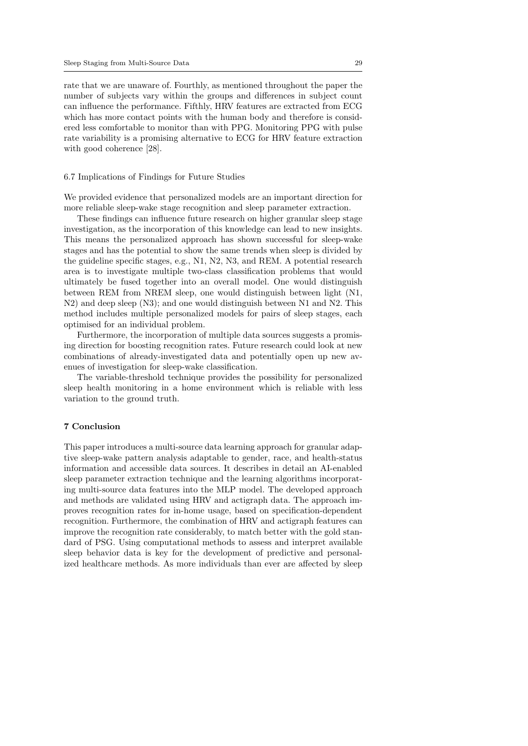rate that we are unaware of. Fourthly, as mentioned throughout the paper the number of subjects vary within the groups and differences in subject count can influence the performance. Fifthly, HRV features are extracted from ECG which has more contact points with the human body and therefore is considered less comfortable to monitor than with PPG. Monitoring PPG with pulse rate variability is a promising alternative to ECG for HRV feature extraction with good coherence [28].

### 6.7 Implications of Findings for Future Studies

We provided evidence that personalized models are an important direction for more reliable sleep-wake stage recognition and sleep parameter extraction.

These findings can influence future research on higher granular sleep stage investigation, as the incorporation of this knowledge can lead to new insights. This means the personalized approach has shown successful for sleep-wake stages and has the potential to show the same trends when sleep is divided by the guideline specific stages, e.g., N1, N2, N3, and REM. A potential research area is to investigate multiple two-class classification problems that would ultimately be fused together into an overall model. One would distinguish between REM from NREM sleep, one would distinguish between light (N1, N2) and deep sleep (N3); and one would distinguish between N1 and N2. This method includes multiple personalized models for pairs of sleep stages, each optimised for an individual problem.

Furthermore, the incorporation of multiple data sources suggests a promising direction for boosting recognition rates. Future research could look at new combinations of already-investigated data and potentially open up new avenues of investigation for sleep-wake classification.

The variable-threshold technique provides the possibility for personalized sleep health monitoring in a home environment which is reliable with less variation to the ground truth.

## 7 Conclusion

This paper introduces a multi-source data learning approach for granular adaptive sleep-wake pattern analysis adaptable to gender, race, and health-status information and accessible data sources. It describes in detail an AI-enabled sleep parameter extraction technique and the learning algorithms incorporating multi-source data features into the MLP model. The developed approach and methods are validated using HRV and actigraph data. The approach improves recognition rates for in-home usage, based on specification-dependent recognition. Furthermore, the combination of HRV and actigraph features can improve the recognition rate considerably, to match better with the gold standard of PSG. Using computational methods to assess and interpret available sleep behavior data is key for the development of predictive and personalized healthcare methods. As more individuals than ever are affected by sleep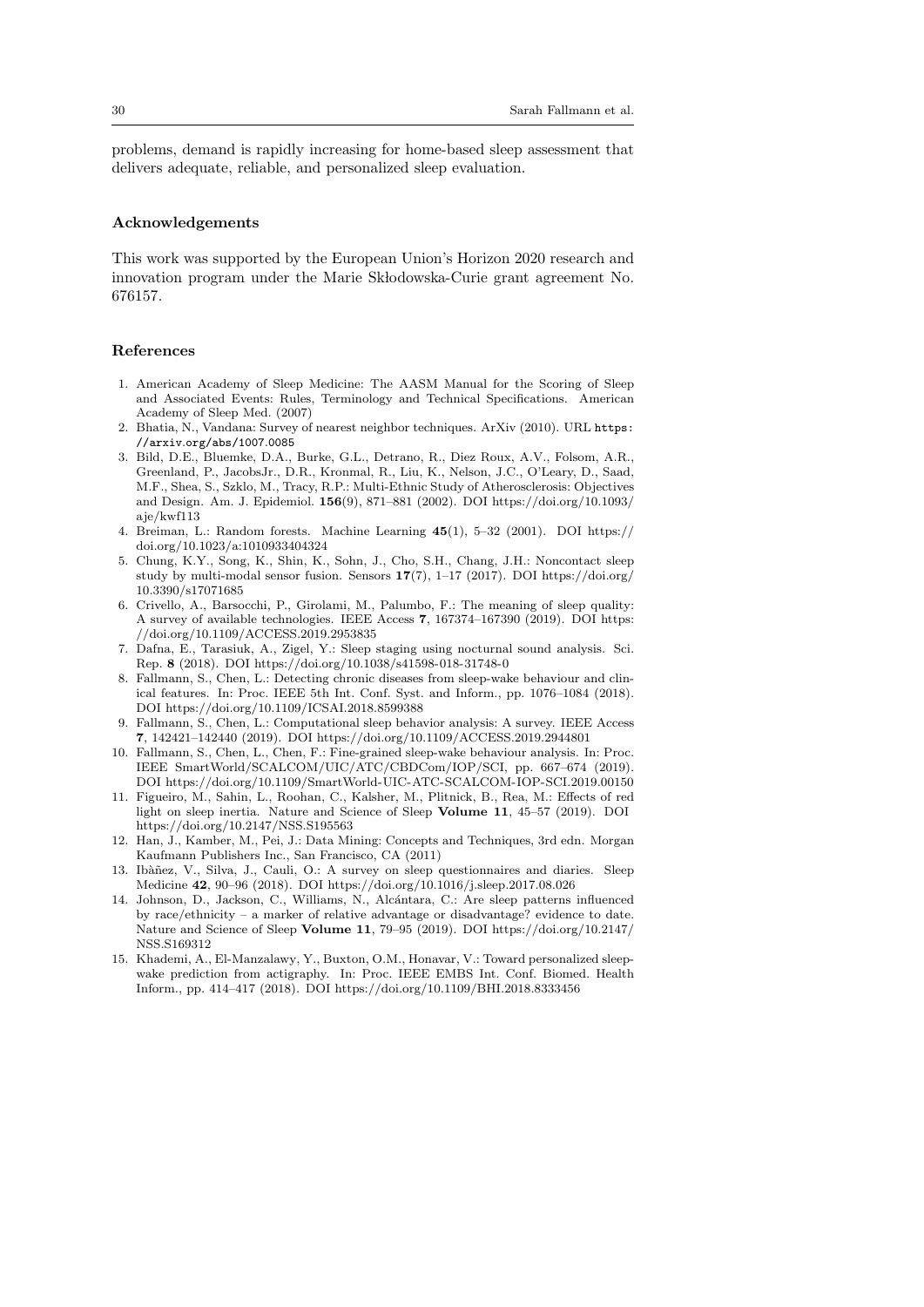problems, demand is rapidly increasing for home-based sleep assessment that delivers adequate, reliable, and personalized sleep evaluation.

## Acknowledgements

This work was supported by the European Union's Horizon 2020 research and innovation program under the Marie Skłodowska-Curie grant agreement No. 676157.

## References

1. American Academy of Sleep Medicine: The AASM Manual for the Scoring of Sleep and Associated Events: Rules, Terminology and Technical Specifications. American Academy of Sleep Med. (2007)
2. Bhatia, N., Vandana: Survey of nearest neighbor techniques. ArXiv (2010). URL https://arxiv.org/abs/1007.0085
3. Bild, D.E., Bluemke, D.A., Burke, G.L., Detrano, R., Diez Roux, A.V., Folsom, A.R., Greenland, P., JacobsJr., D.R., Kronmal, R., Liu, K., Nelson, J.C., O'Leary, D., Saad, M.F., Shea, S., Szklo, M., Tracy, R.P.: Multi-Ethnic Study of Atherosclerosis: Objectives and Design. Am. J. Epidemiol. **156**(9), 871–881 (2002). DOI https://doi.org/10.1093/aje/kwf113
4. Breiman, L.: Random forests. Machine Learning **45**(1), 5–32 (2001). DOI https://doi.org/10.1023/a:1010933404324
5. Chung, K.Y., Song, K., Shin, K., Sohn, J., Cho, S.H., Chang, J.H.: Noncontact sleep study by multi-modal sensor fusion. Sensors **17**(7), 1–17 (2017). DOI https://doi.org/10.3390/s17071685
6. Crivello, A., Barsocchi, P., Girolami, M., Palumbo, F.: The meaning of sleep quality: A survey of available technologies. IEEE Access **7**, 167374–167390 (2019). DOI https://doi.org/10.1109/ACCESS.2019.2953835
7. Dafna, E., Tarasiuk, A., Zigel, Y.: Sleep staging using nocturnal sound analysis. Sci. Rep. **8** (2018). DOI https://doi.org/10.1038/s41598-018-31748-0
8. Fallmann, S., Chen, L.: Detecting chronic diseases from sleep-wake behaviour and clinical features. In: Proc. IEEE 5th Int. Conf. Syst. and Inform., pp. 1076–1084 (2018). DOI https://doi.org/10.1109/ICSAI.2018.8599388
9. Fallmann, S., Chen, L.: Computational sleep behavior analysis: A survey. IEEE Access **7**, 142421–142440 (2019). DOI https://doi.org/10.1109/ACCESS.2019.2944801
10. Fallmann, S., Chen, L., Chen, F.: Fine-grained sleep-wake behaviour analysis. In: Proc. IEEE SmartWorld/SCALCOM/UIC/ATC/CBDCom/IOP/SCI, pp. 667–674 (2019). DOI https://doi.org/10.1109/SmartWorld-UIC-ATC-SCALCOM-IOP-SCI.2019.00150
11. Figueiro, M., Sahin, L., Roohan, C., Kalsher, M., Plitnick, B., Rea, M.: Effects of red light on sleep inertia. Nature and Science of Sleep **Volume 11**, 45–57 (2019). DOI https://doi.org/10.2147/NSS.S195563
12. Han, J., Kamber, M., Pei, J.: Data Mining: Concepts and Techniques, 3rd edn. Morgan Kaufmann Publishers Inc., San Francisco, CA (2011)
13. Ibàñez, V., Silva, J., Cauli, O.: A survey on sleep questionnaires and diaries. Sleep Medicine **42**, 90–96 (2018). DOI https://doi.org/10.1016/j.sleep.2017.08.026
14. Johnson, D., Jackson, C., Williams, N., Alcántara, C.: Are sleep patterns influenced by race/ethnicity – a marker of relative advantage or disadvantage? evidence to date. Nature and Science of Sleep **Volume 11**, 79–95 (2019). DOI https://doi.org/10.2147/NSS.S169312
15. Khademi, A., El-Manzalawy, Y., Buxton, O.M., Honavar, V.: Toward personalized sleep-wake prediction from actigraphy. In: Proc. IEEE EMBS Int. Conf. Biomed. Health Inform., pp. 414–417 (2018). DOI https://doi.org/10.1109/BHI.2018.8333456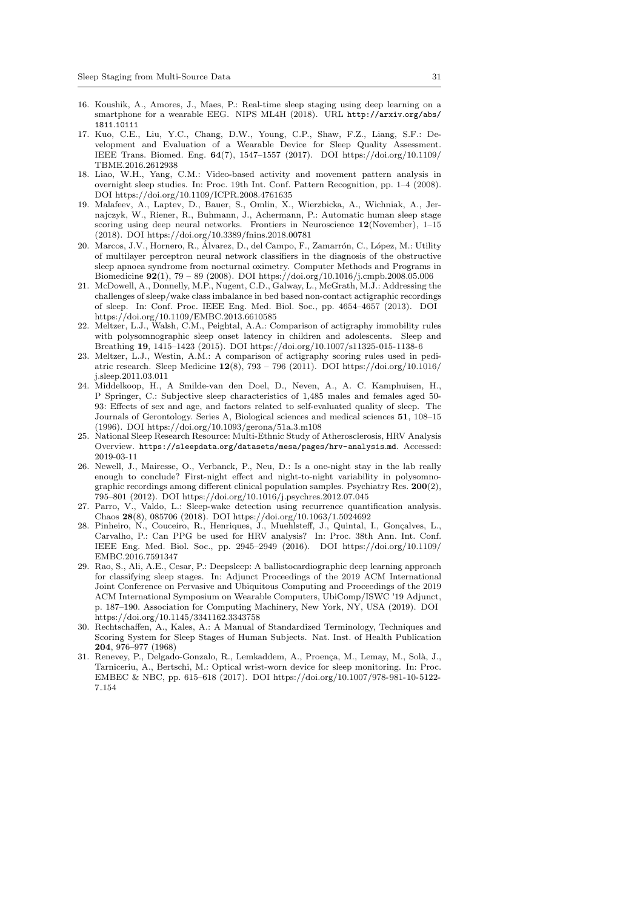16. Koushik, A., Amores, J., Maes, P.: Real-time sleep staging using deep learning on a smartphone for a wearable EEG. NIPS ML4H (2018). URL http://arxiv.org/abs/1811.10111
17. Kuo, C.E., Liu, Y.C., Chang, D.W., Young, C.P., Shaw, F.Z., Liang, S.F.: Development and Evaluation of a Wearable Device for Sleep Quality Assessment. IEEE Trans. Biomed. Eng. **64**(7), 1547–1557 (2017). DOI https://doi.org/10.1109/TBME.2016.2612938
18. Liao, W.H., Yang, C.M.: Video-based activity and movement pattern analysis in overnight sleep studies. In: Proc. 19th Int. Conf. Pattern Recognition, pp. 1–4 (2008). DOI https://doi.org/10.1109/ICPR.2008.4761635
19. Malafeev, A., Laptev, D., Bauer, S., Omlin, X., Wierzbicka, A., Wichniak, A., Jernajczyk, W., Riener, R., Buhmann, J., Achermann, P.: Automatic human sleep stage scoring using deep neural networks. Frontiers in Neuroscience **12**(November), 1–15 (2018). DOI https://doi.org/10.3389/fnins.2018.00781
20. Marcos, J.V., Hornero, R., Álvarez, D., del Campo, F., Zamarrón, C., López, M.: Utility of multilayer perceptron neural network classifiers in the diagnosis of the obstructive sleep apnoea syndrome from nocturnal oximetry. Computer Methods and Programs in Biomedicine **92**(1), 79 – 89 (2008). DOI https://doi.org/10.1016/j.cmpb.2008.05.006
21. McDowell, A., Donnelly, M.P., Nugent, C.D., Galway, L., McGrath, M.J.: Addressing the challenges of sleep/wake class imbalance in bed based non-contact actigraphic recordings of sleep. In: Conf. Proc. IEEE Eng. Med. Biol. Soc., pp. 4654–4657 (2013). DOI https://doi.org/10.1109/EMBC.2013.6610585
22. Meltzer, L.J., Walsh, C.M., Peightal, A.A.: Comparison of actigraphy immobility rules with polysomnographic sleep onset latency in children and adolescents. Sleep and Breathing **19**, 1415–1423 (2015). DOI https://doi.org/10.1007/s11325-015-1138-6
23. Meltzer, L.J., Westin, A.M.: A comparison of actigraphy scoring rules used in pediatric research. Sleep Medicine **12**(8), 793 – 796 (2011). DOI https://doi.org/10.1016/j.sleep.2011.03.011
24. Middelkoop, H., A Smilde-van den Doel, D., Neven, A., A. C. Kamphuisen, H., P Springer, C.: Subjective sleep characteristics of 1,485 males and females aged 50-93: Effects of sex and age, and factors related to self-evaluated quality of sleep. The Journals of Gerontology. Series A, Biological sciences and medical sciences **51**, 108–15 (1996). DOI https://doi.org/10.1093/gerona/51a.3.m108
25. National Sleep Research Resource: Multi-Ethnic Study of Atherosclerosis, HRV Analysis Overview. https://sleepdata.org/datasets/mesa/pages/hrv-analysis.md. Accessed: 2019-03-11
26. Newell, J., Mairesse, O., Verbanck, P., Neu, D.: Is a one-night stay in the lab really enough to conclude? First-night effect and night-to-night variability in polysomnographic recordings among different clinical population samples. Psychiatry Res. **200**(2), 795–801 (2012). DOI https://doi.org/10.1016/j.psychres.2012.07.045
27. Parro, V., Valdo, L.: Sleep-wake detection using recurrence quantification analysis. Chaos **28**(8), 085706 (2018). DOI https://doi.org/10.1063/1.5024692
28. Pinheiro, N., Couceiro, R., Henriques, J., Muehlsteff, J., Quintal, I., Gonçalves, L., Carvalho, P.: Can PPG be used for HRV analysis? In: Proc. 38th Ann. Int. Conf. IEEE Eng. Med. Biol. Soc., pp. 2945–2949 (2016). DOI https://doi.org/10.1109/EMBC.2016.7591347
29. Rao, S., Ali, A.E., Cesar, P.: Deepsleep: A ballistocardiographic deep learning approach for classifying sleep stages. In: Adjunct Proceedings of the 2019 ACM International Joint Conference on Pervasive and Ubiquitous Computing and Proceedings of the 2019 ACM International Symposium on Wearable Computers, UbiComp/ISWC '19 Adjunct, p. 187–190. Association for Computing Machinery, New York, NY, USA (2019). DOI https://doi.org/10.1145/3341162.3343758
30. Rechtschaffen, A., Kales, A.: A Manual of Standardized Terminology, Techniques and Scoring System for Sleep Stages of Human Subjects. Nat. Inst. of Health Publication **204**, 976–977 (1968)
31. Renevey, P., Delgado-Gonzalo, R., Lemkaddem, A., Proença, M., Lemay, M., Solà, J., Tarniceriu, A., Bertschi, M.: Optical wrist-worn device for sleep monitoring. In: Proc. EMBEC & NBC, pp. 615–618 (2017). DOI https://doi.org/10.1007/978-981-10-5122-7_154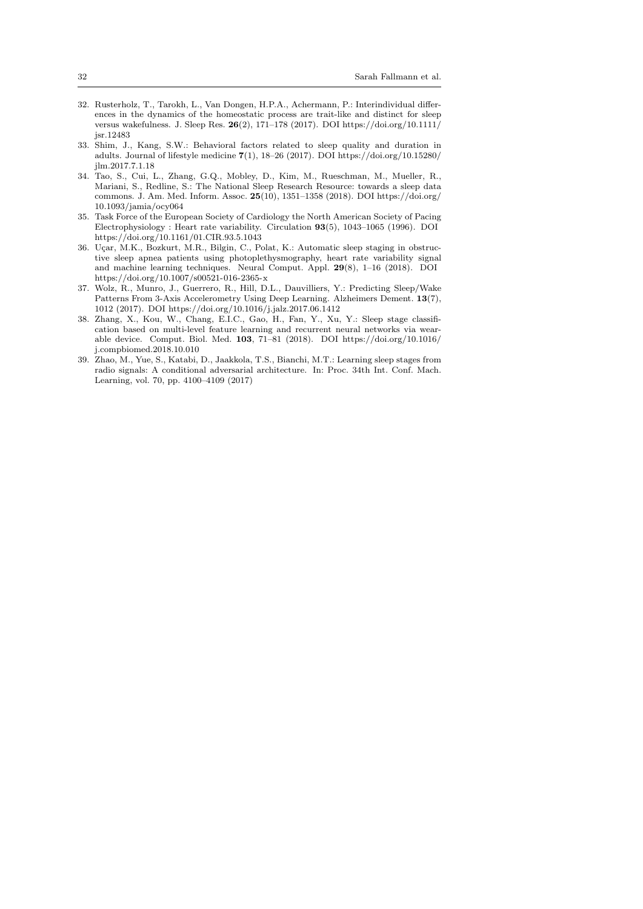32. Rusterholz, T., Tarokh, L., Van Dongen, H.P.A., Achermann, P.: Interindividual differences in the dynamics of the homeostatic process are trait-like and distinct for sleep versus wakefulness. J. Sleep Res. **26**(2), 171–178 (2017). DOI https://doi.org/10.1111/jsr.12483
33. Shim, J., Kang, S.W.: Behavioral factors related to sleep quality and duration in adults. Journal of lifestyle medicine **7**(1), 18–26 (2017). DOI https://doi.org/10.15280/jlm.2017.7.1.18
34. Tao, S., Cui, L., Zhang, G.Q., Mobley, D., Kim, M., Rueschman, M., Mueller, R., Mariani, S., Redline, S.: The National Sleep Research Resource: towards a sleep data commons. J. Am. Med. Inform. Assoc. **25**(10), 1351–1358 (2018). DOI https://doi.org/10.1093/jamia/ocy064
35. Task Force of the European Society of Cardiology the North American Society of Pacing Electrophysiology : Heart rate variability. Circulation **93**(5), 1043–1065 (1996). DOI https://doi.org/10.1161/01.CIR.93.5.1043
36. Uçar, M.K., Bozkurt, M.R., Bilgin, C., Polat, K.: Automatic sleep staging in obstructive sleep apnea patients using photoplethysmography, heart rate variability signal and machine learning techniques. Neural Comput. Appl. **29**(8), 1–16 (2018). DOI https://doi.org/10.1007/s00521-016-2365-x
37. Wolz, R., Munro, J., Guerrero, R., Hill, D.L., Dauvilliers, Y.: Predicting Sleep/Wake Patterns From 3-Axis Accelerometry Using Deep Learning. Alzheimers Dement. **13**(7), 1012 (2017). DOI https://doi.org/10.1016/j.jalz.2017.06.1412
38. Zhang, X., Kou, W., Chang, E.I.C., Gao, H., Fan, Y., Xu, Y.: Sleep stage classification based on multi-level feature learning and recurrent neural networks via wearable device. Comput. Biol. Med. **103**, 71–81 (2018). DOI https://doi.org/10.1016/j.compbiomed.2018.10.010
39. Zhao, M., Yue, S., Katabi, D., Jaakkola, T.S., Bianchi, M.T.: Learning sleep stages from radio signals: A conditional adversarial architecture. In: Proc. 34th Int. Conf. Mach. Learning, vol. 70, pp. 4100–4109 (2017)